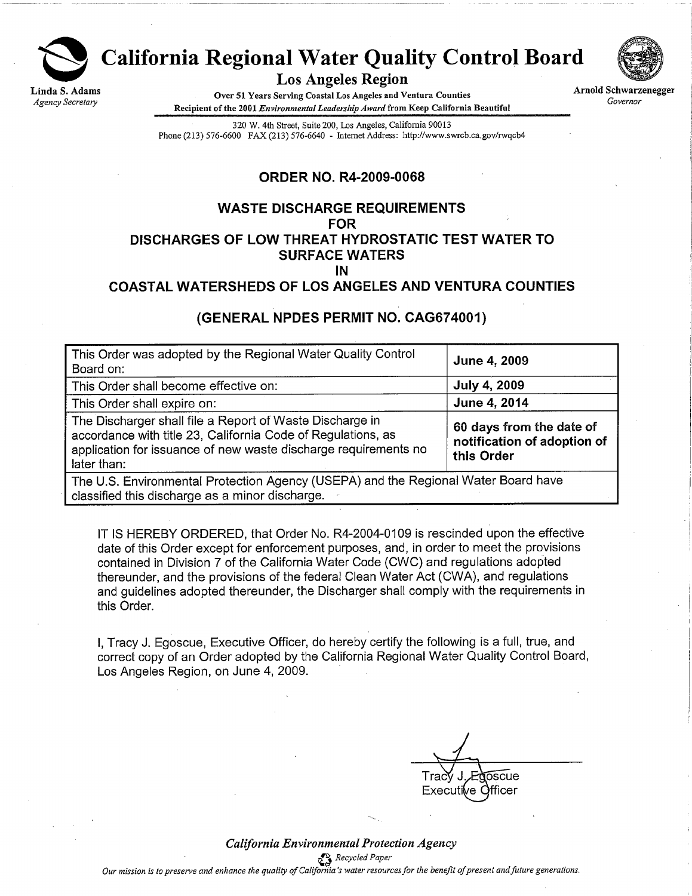# California Regional Water Quality Control Board

## Los Angeles Region

Linda S. Adams
*Agency Secretary*

Over 51 Years Serving Coastal Los Angeles and Ventura Counties
Recipient of the 2001 *Environmental Leadership Award* from Keep California Beautiful

Arnold Schwarzenegger
*Governor*

320 W. 4th Street, Suite 200, Los Angeles, California 90013
Phone (213) 576-6600 FAX (213) 576-6640 - Internet Address: http://www.swrcb.ca.gov/rwqcb4

## ORDER NO. R4-2009-0068

## WASTE DISCHARGE REQUIREMENTS FOR DISCHARGES OF LOW THREAT HYDROSTATIC TEST WATER TO SURFACE WATERS IN COASTAL WATERSHEDS OF LOS ANGELES AND VENTURA COUNTIES

## (GENERAL NPDES PERMIT NO. CAG674001)

| | |
|---|---|
| This Order was adopted by the Regional Water Quality Control Board on: | **June 4, 2009** |
| This Order shall become effective on: | **July 4, 2009** |
| This Order shall expire on: | **June 4, 2014** |
| The Discharger shall file a Report of Waste Discharge in accordance with title 23, California Code of Regulations, as application for issuance of new waste discharge requirements no later than: | **60 days from the date of notification of adoption of this Order** |
| The U.S. Environmental Protection Agency (USEPA) and the Regional Water Board have classified this discharge as a minor discharge. | |

IT IS HEREBY ORDERED, that Order No. R4-2004-0109 is rescinded upon the effective date of this Order except for enforcement purposes, and, in order to meet the provisions contained in Division 7 of the California Water Code (CWC) and regulations adopted thereunder, and the provisions of the federal Clean Water Act (CWA), and regulations and guidelines adopted thereunder, the Discharger shall comply with the requirements in this Order.

I, Tracy J. Egoscue, Executive Officer, do hereby certify the following is a full, true, and correct copy of an Order adopted by the California Regional Water Quality Control Board, Los Angeles Region, on June 4, 2009.

Tracy J. Egoscue
Executive Officer

*California Environmental Protection Agency*

*Recycled Paper*

*Our mission is to preserve and enhance the quality of California's water resources for the benefit of present and future generations.*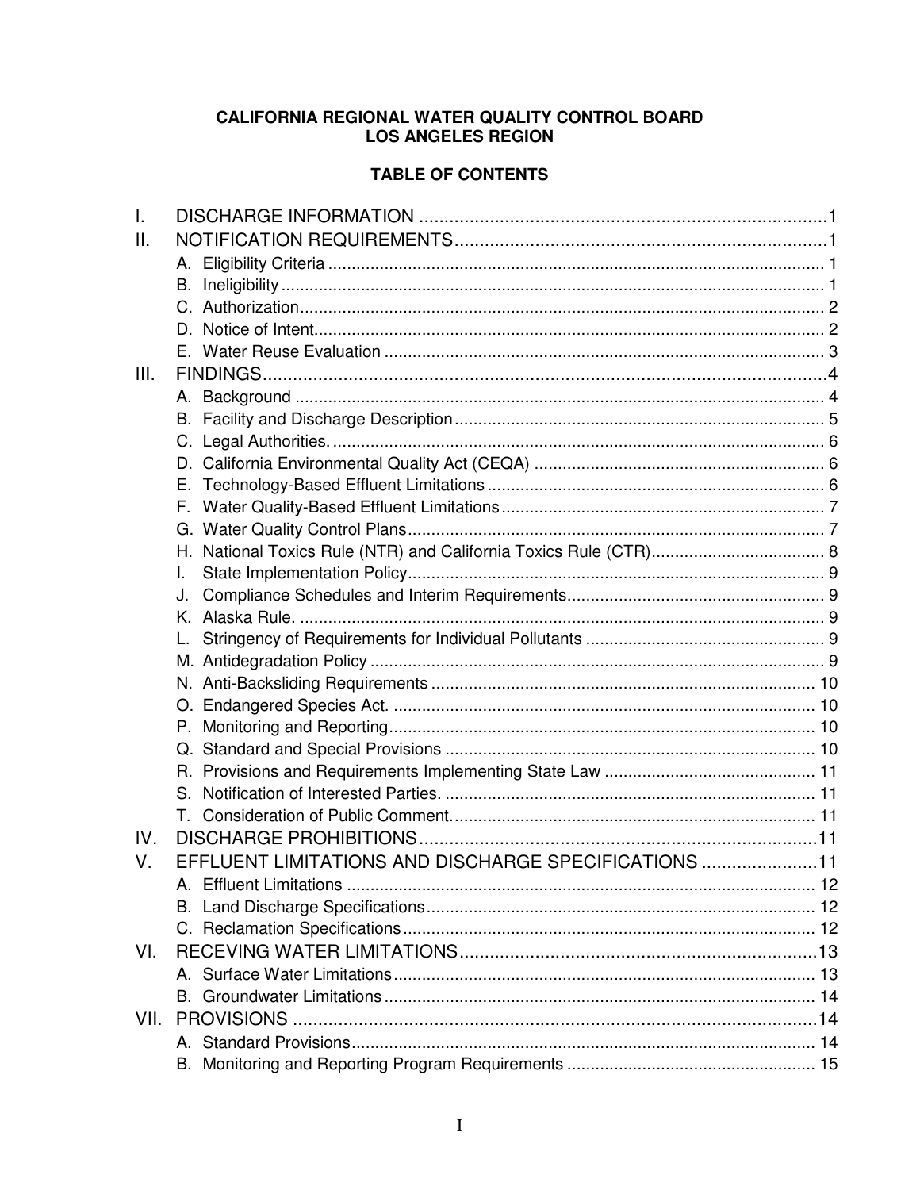**CALIFORNIA REGIONAL WATER QUALITY CONTROL BOARD**
**LOS ANGELES REGION**

**TABLE OF CONTENTS**

I. DISCHARGE INFORMATION ..... 1
II. NOTIFICATION REQUIREMENTS ..... 1
   A. Eligibility Criteria ..... 1
   B. Ineligibility ..... 1
   C. Authorization ..... 2
   D. Notice of Intent ..... 2
   E. Water Reuse Evaluation ..... 3
III. FINDINGS ..... 4
   A. Background ..... 4
   B. Facility and Discharge Description ..... 5
   C. Legal Authorities. ..... 6
   D. California Environmental Quality Act (CEQA) ..... 6
   E. Technology-Based Effluent Limitations ..... 6
   F. Water Quality-Based Effluent Limitations ..... 7
   G. Water Quality Control Plans ..... 7
   H. National Toxics Rule (NTR) and California Toxics Rule (CTR) ..... 8
   I. State Implementation Policy ..... 9
   J. Compliance Schedules and Interim Requirements ..... 9
   K. Alaska Rule. ..... 9
   L. Stringency of Requirements for Individual Pollutants ..... 9
   M. Antidegradation Policy ..... 9
   N. Anti-Backsliding Requirements ..... 10
   O. Endangered Species Act. ..... 10
   P. Monitoring and Reporting ..... 10
   Q. Standard and Special Provisions ..... 10
   R. Provisions and Requirements Implementing State Law ..... 11
   S. Notification of Interested Parties. ..... 11
   T. Consideration of Public Comment. ..... 11
IV. DISCHARGE PROHIBITIONS ..... 11
V. EFFLUENT LIMITATIONS AND DISCHARGE SPECIFICATIONS ..... 11
   A. Effluent Limitations ..... 12
   B. Land Discharge Specifications ..... 12
   C. Reclamation Specifications ..... 12
VI. RECEVING WATER LIMITATIONS ..... 13
   A. Surface Water Limitations ..... 13
   B. Groundwater Limitations ..... 14
VII. PROVISIONS ..... 14
   A. Standard Provisions ..... 14
   B. Monitoring and Reporting Program Requirements ..... 15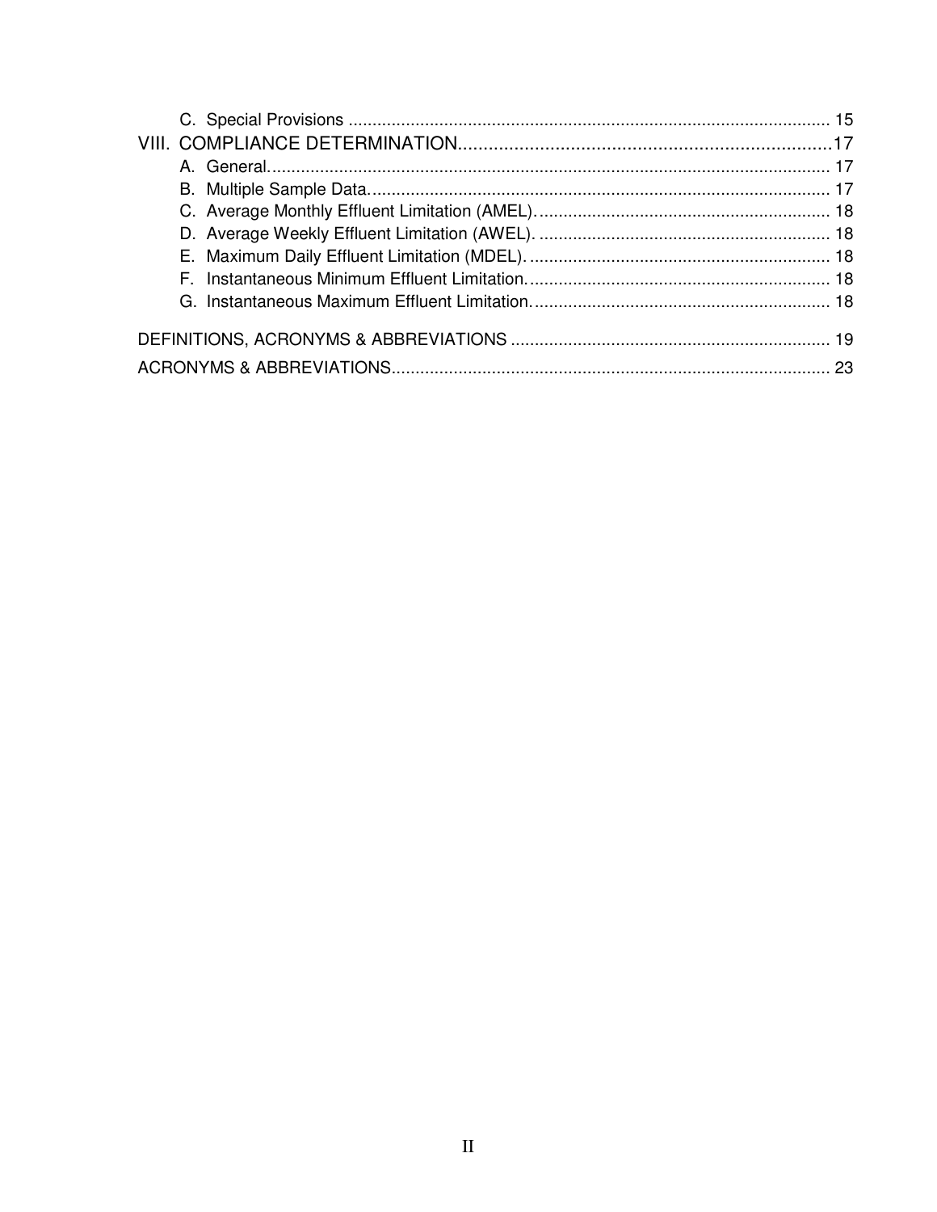C. Special Provisions .................................................................................................... 15

VIII. COMPLIANCE DETERMINATION.........................................................................17

A. General..................................................................................................................... 17

B. Multiple Sample Data................................................................................................ 17

C. Average Monthly Effluent Limitation (AMEL)............................................................. 18

D. Average Weekly Effluent Limitation (AWEL). ............................................................. 18

E. Maximum Daily Effluent Limitation (MDEL)................................................................ 18

F. Instantaneous Minimum Effluent Limitation................................................................ 18

G. Instantaneous Maximum Effluent Limitation.............................................................. 18

DEFINITIONS, ACRONYMS & ABBREVIATIONS .................................................................. 19

ACRONYMS & ABBREVIATIONS........................................................................................... 23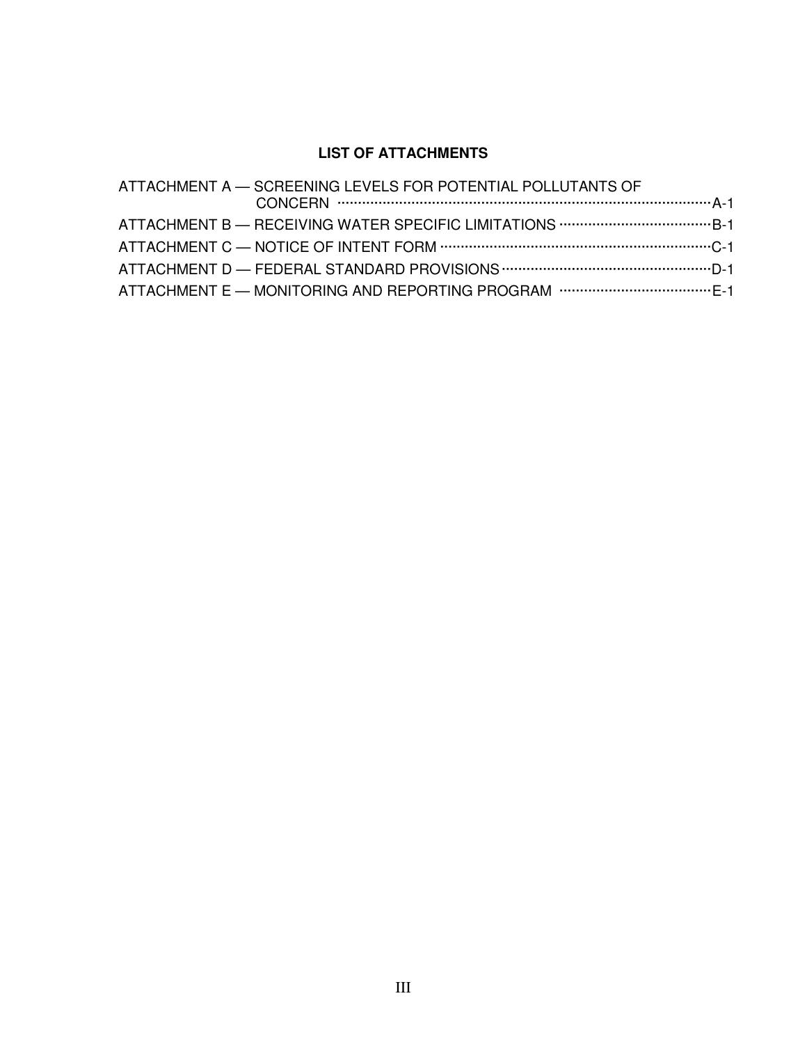## LIST OF ATTACHMENTS

ATTACHMENT A — SCREENING LEVELS FOR POTENTIAL POLLUTANTS OF CONCERN ........ A-1

ATTACHMENT B — RECEIVING WATER SPECIFIC LIMITATIONS ........ B-1

ATTACHMENT C — NOTICE OF INTENT FORM ........ C-1

ATTACHMENT D — FEDERAL STANDARD PROVISIONS ........ D-1

ATTACHMENT E — MONITORING AND REPORTING PROGRAM ........ E-1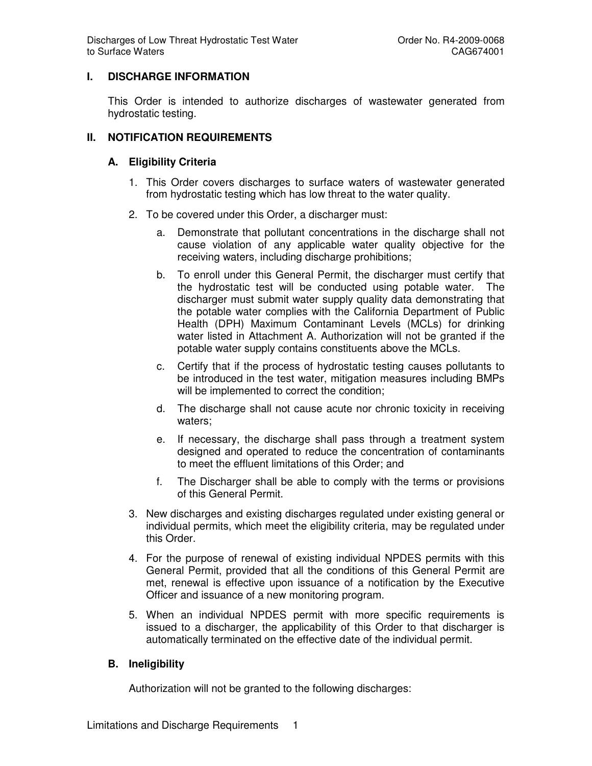## I. DISCHARGE INFORMATION

This Order is intended to authorize discharges of wastewater generated from hydrostatic testing.

## II. NOTIFICATION REQUIREMENTS

### A. Eligibility Criteria

1. This Order covers discharges to surface waters of wastewater generated from hydrostatic testing which has low threat to the water quality.

2. To be covered under this Order, a discharger must:

   a. Demonstrate that pollutant concentrations in the discharge shall not cause violation of any applicable water quality objective for the receiving waters, including discharge prohibitions;

   b. To enroll under this General Permit, the discharger must certify that the hydrostatic test will be conducted using potable water. The discharger must submit water supply quality data demonstrating that the potable water complies with the California Department of Public Health (DPH) Maximum Contaminant Levels (MCLs) for drinking water listed in Attachment A. Authorization will not be granted if the potable water supply contains constituents above the MCLs.

   c. Certify that if the process of hydrostatic testing causes pollutants to be introduced in the test water, mitigation measures including BMPs will be implemented to correct the condition;

   d. The discharge shall not cause acute nor chronic toxicity in receiving waters;

   e. If necessary, the discharge shall pass through a treatment system designed and operated to reduce the concentration of contaminants to meet the effluent limitations of this Order; and

   f. The Discharger shall be able to comply with the terms or provisions of this General Permit.

3. New discharges and existing discharges regulated under existing general or individual permits, which meet the eligibility criteria, may be regulated under this Order.

4. For the purpose of renewal of existing individual NPDES permits with this General Permit, provided that all the conditions of this General Permit are met, renewal is effective upon issuance of a notification by the Executive Officer and issuance of a new monitoring program.

5. When an individual NPDES permit with more specific requirements is issued to a discharger, the applicability of this Order to that discharger is automatically terminated on the effective date of the individual permit.

### B. Ineligibility

Authorization will not be granted to the following discharges: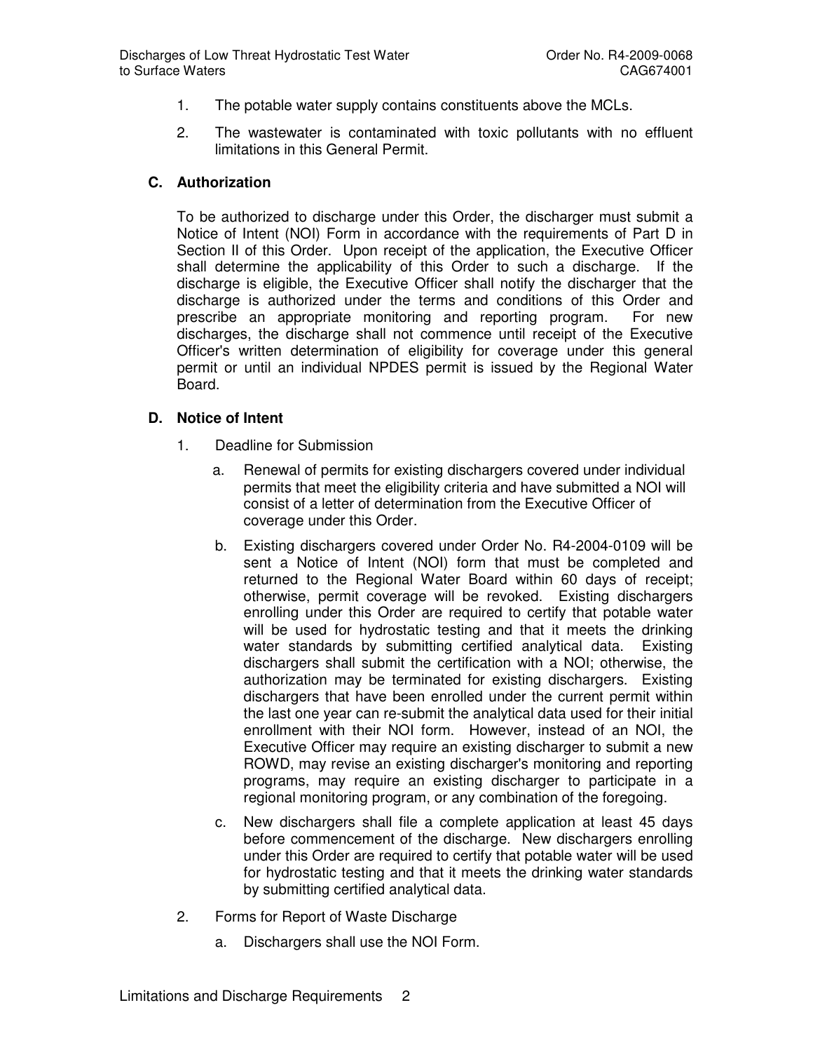1. The potable water supply contains constituents above the MCLs.

2. The wastewater is contaminated with toxic pollutants with no effluent limitations in this General Permit.

## C. Authorization

To be authorized to discharge under this Order, the discharger must submit a Notice of Intent (NOI) Form in accordance with the requirements of Part D in Section II of this Order. Upon receipt of the application, the Executive Officer shall determine the applicability of this Order to such a discharge. If the discharge is eligible, the Executive Officer shall notify the discharger that the discharge is authorized under the terms and conditions of this Order and prescribe an appropriate monitoring and reporting program. For new discharges, the discharge shall not commence until receipt of the Executive Officer's written determination of eligibility for coverage under this general permit or until an individual NPDES permit is issued by the Regional Water Board.

## D. Notice of Intent

1. Deadline for Submission

   a. Renewal of permits for existing dischargers covered under individual permits that meet the eligibility criteria and have submitted a NOI will consist of a letter of determination from the Executive Officer of coverage under this Order.

   b. Existing dischargers covered under Order No. R4-2004-0109 will be sent a Notice of Intent (NOI) form that must be completed and returned to the Regional Water Board within 60 days of receipt; otherwise, permit coverage will be revoked. Existing dischargers enrolling under this Order are required to certify that potable water will be used for hydrostatic testing and that it meets the drinking water standards by submitting certified analytical data. Existing dischargers shall submit the certification with a NOI; otherwise, the authorization may be terminated for existing dischargers. Existing dischargers that have been enrolled under the current permit within the last one year can re-submit the analytical data used for their initial enrollment with their NOI form. However, instead of an NOI, the Executive Officer may require an existing discharger to submit a new ROWD, may revise an existing discharger's monitoring and reporting programs, may require an existing discharger to participate in a regional monitoring program, or any combination of the foregoing.

   c. New dischargers shall file a complete application at least 45 days before commencement of the discharge. New dischargers enrolling under this Order are required to certify that potable water will be used for hydrostatic testing and that it meets the drinking water standards by submitting certified analytical data.

2. Forms for Report of Waste Discharge

   a. Dischargers shall use the NOI Form.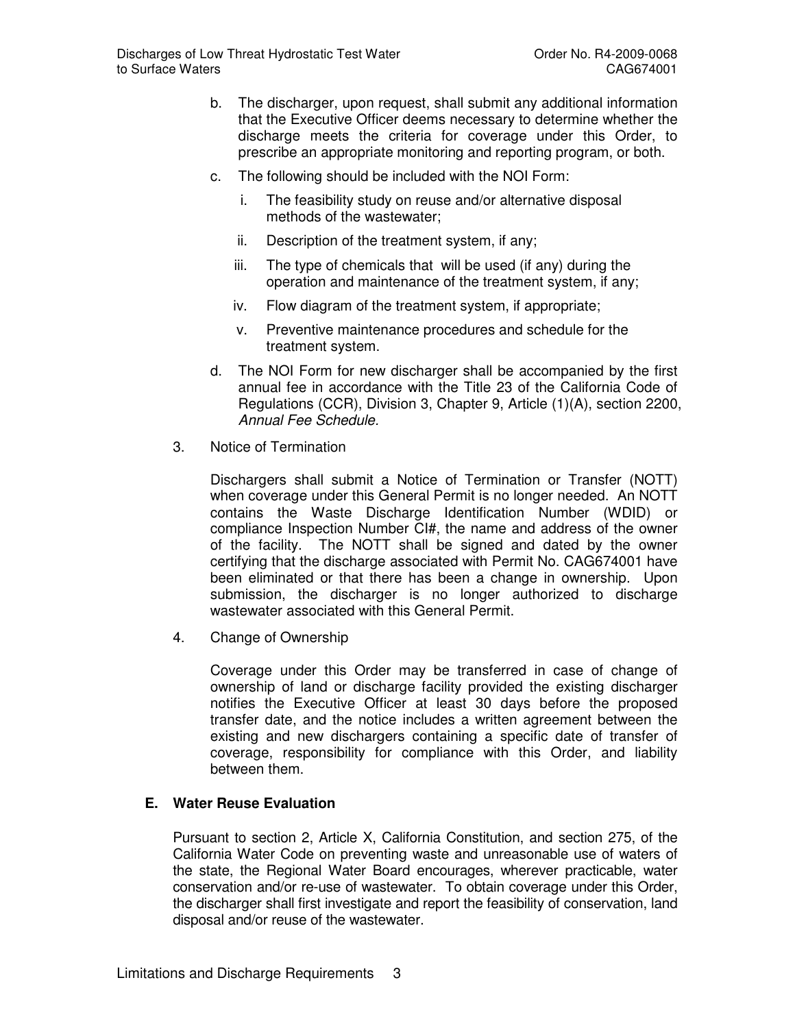b. The discharger, upon request, shall submit any additional information that the Executive Officer deems necessary to determine whether the discharge meets the criteria for coverage under this Order, to prescribe an appropriate monitoring and reporting program, or both.

c. The following should be included with the NOI Form:

   i. The feasibility study on reuse and/or alternative disposal methods of the wastewater;

   ii. Description of the treatment system, if any;

   iii. The type of chemicals that will be used (if any) during the operation and maintenance of the treatment system, if any;

   iv. Flow diagram of the treatment system, if appropriate;

   v. Preventive maintenance procedures and schedule for the treatment system.

d. The NOI Form for new discharger shall be accompanied by the first annual fee in accordance with the Title 23 of the California Code of Regulations (CCR), Division 3, Chapter 9, Article (1)(A), section 2200, *Annual Fee Schedule.*

3. Notice of Termination

   Dischargers shall submit a Notice of Termination or Transfer (NOTT) when coverage under this General Permit is no longer needed. An NOTT contains the Waste Discharge Identification Number (WDID) or compliance Inspection Number CI#, the name and address of the owner of the facility. The NOTT shall be signed and dated by the owner certifying that the discharge associated with Permit No. CAG674001 have been eliminated or that there has been a change in ownership. Upon submission, the discharger is no longer authorized to discharge wastewater associated with this General Permit.

4. Change of Ownership

   Coverage under this Order may be transferred in case of change of ownership of land or discharge facility provided the existing discharger notifies the Executive Officer at least 30 days before the proposed transfer date, and the notice includes a written agreement between the existing and new dischargers containing a specific date of transfer of coverage, responsibility for compliance with this Order, and liability between them.

## E. Water Reuse Evaluation

Pursuant to section 2, Article X, California Constitution, and section 275, of the California Water Code on preventing waste and unreasonable use of waters of the state, the Regional Water Board encourages, wherever practicable, water conservation and/or re-use of wastewater. To obtain coverage under this Order, the discharger shall first investigate and report the feasibility of conservation, land disposal and/or reuse of the wastewater.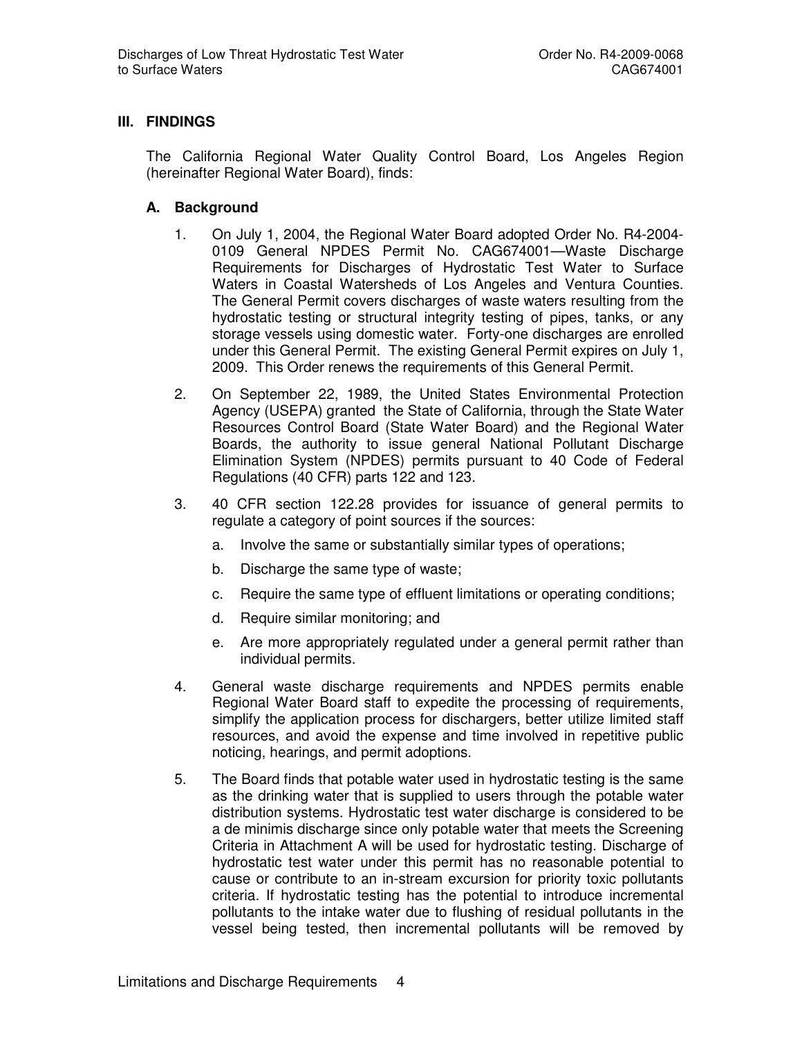## III. FINDINGS

The California Regional Water Quality Control Board, Los Angeles Region (hereinafter Regional Water Board), finds:

### A. Background

1. On July 1, 2004, the Regional Water Board adopted Order No. R4-2004-0109 General NPDES Permit No. CAG674001—Waste Discharge Requirements for Discharges of Hydrostatic Test Water to Surface Waters in Coastal Watersheds of Los Angeles and Ventura Counties. The General Permit covers discharges of waste waters resulting from the hydrostatic testing or structural integrity testing of pipes, tanks, or any storage vessels using domestic water. Forty-one discharges are enrolled under this General Permit. The existing General Permit expires on July 1, 2009. This Order renews the requirements of this General Permit.

2. On September 22, 1989, the United States Environmental Protection Agency (USEPA) granted the State of California, through the State Water Resources Control Board (State Water Board) and the Regional Water Boards, the authority to issue general National Pollutant Discharge Elimination System (NPDES) permits pursuant to 40 Code of Federal Regulations (40 CFR) parts 122 and 123.

3. 40 CFR section 122.28 provides for issuance of general permits to regulate a category of point sources if the sources:
   a. Involve the same or substantially similar types of operations;
   b. Discharge the same type of waste;
   c. Require the same type of effluent limitations or operating conditions;
   d. Require similar monitoring; and
   e. Are more appropriately regulated under a general permit rather than individual permits.

4. General waste discharge requirements and NPDES permits enable Regional Water Board staff to expedite the processing of requirements, simplify the application process for dischargers, better utilize limited staff resources, and avoid the expense and time involved in repetitive public noticing, hearings, and permit adoptions.

5. The Board finds that potable water used in hydrostatic testing is the same as the drinking water that is supplied to users through the potable water distribution systems. Hydrostatic test water discharge is considered to be a de minimis discharge since only potable water that meets the Screening Criteria in Attachment A will be used for hydrostatic testing. Discharge of hydrostatic test water under this permit has no reasonable potential to cause or contribute to an in-stream excursion for priority toxic pollutants criteria. If hydrostatic testing has the potential to introduce incremental pollutants to the intake water due to flushing of residual pollutants in the vessel being tested, then incremental pollutants will be removed by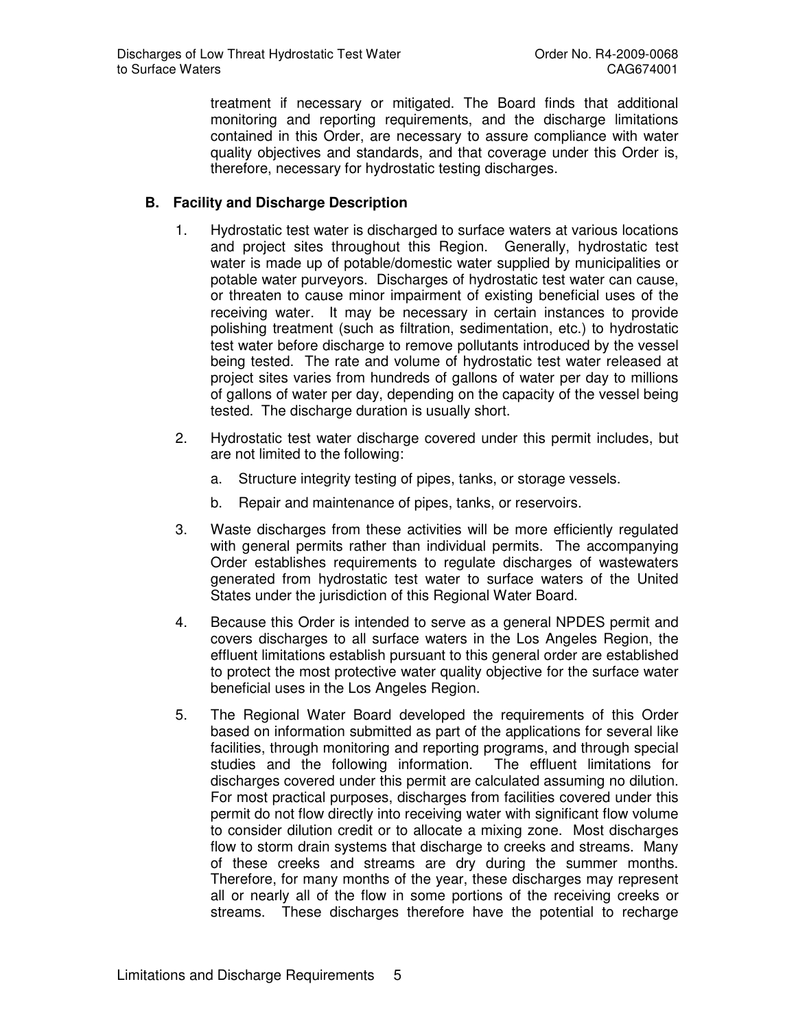treatment if necessary or mitigated. The Board finds that additional monitoring and reporting requirements, and the discharge limitations contained in this Order, are necessary to assure compliance with water quality objectives and standards, and that coverage under this Order is, therefore, necessary for hydrostatic testing discharges.

## B. Facility and Discharge Description

1. Hydrostatic test water is discharged to surface waters at various locations and project sites throughout this Region. Generally, hydrostatic test water is made up of potable/domestic water supplied by municipalities or potable water purveyors. Discharges of hydrostatic test water can cause, or threaten to cause minor impairment of existing beneficial uses of the receiving water. It may be necessary in certain instances to provide polishing treatment (such as filtration, sedimentation, etc.) to hydrostatic test water before discharge to remove pollutants introduced by the vessel being tested. The rate and volume of hydrostatic test water released at project sites varies from hundreds of gallons of water per day to millions of gallons of water per day, depending on the capacity of the vessel being tested. The discharge duration is usually short.

2. Hydrostatic test water discharge covered under this permit includes, but are not limited to the following:

   a. Structure integrity testing of pipes, tanks, or storage vessels.

   b. Repair and maintenance of pipes, tanks, or reservoirs.

3. Waste discharges from these activities will be more efficiently regulated with general permits rather than individual permits. The accompanying Order establishes requirements to regulate discharges of wastewaters generated from hydrostatic test water to surface waters of the United States under the jurisdiction of this Regional Water Board.

4. Because this Order is intended to serve as a general NPDES permit and covers discharges to all surface waters in the Los Angeles Region, the effluent limitations establish pursuant to this general order are established to protect the most protective water quality objective for the surface water beneficial uses in the Los Angeles Region.

5. The Regional Water Board developed the requirements of this Order based on information submitted as part of the applications for several like facilities, through monitoring and reporting programs, and through special studies and the following information. The effluent limitations for discharges covered under this permit are calculated assuming no dilution. For most practical purposes, discharges from facilities covered under this permit do not flow directly into receiving water with significant flow volume to consider dilution credit or to allocate a mixing zone. Most discharges flow to storm drain systems that discharge to creeks and streams. Many of these creeks and streams are dry during the summer months. Therefore, for many months of the year, these discharges may represent all or nearly all of the flow in some portions of the receiving creeks or streams. These discharges therefore have the potential to recharge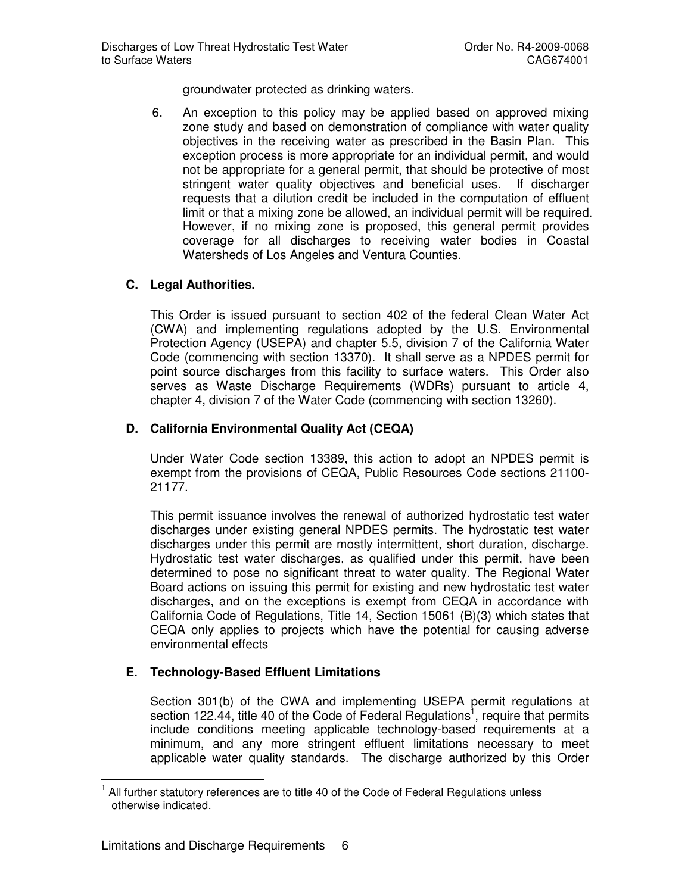groundwater protected as drinking waters.

6. An exception to this policy may be applied based on approved mixing zone study and based on demonstration of compliance with water quality objectives in the receiving water as prescribed in the Basin Plan. This exception process is more appropriate for an individual permit, and would not be appropriate for a general permit, that should be protective of most stringent water quality objectives and beneficial uses. If discharger requests that a dilution credit be included in the computation of effluent limit or that a mixing zone be allowed, an individual permit will be required. However, if no mixing zone is proposed, this general permit provides coverage for all discharges to receiving water bodies in Coastal Watersheds of Los Angeles and Ventura Counties.

### C. Legal Authorities.

This Order is issued pursuant to section 402 of the federal Clean Water Act (CWA) and implementing regulations adopted by the U.S. Environmental Protection Agency (USEPA) and chapter 5.5, division 7 of the California Water Code (commencing with section 13370). It shall serve as a NPDES permit for point source discharges from this facility to surface waters. This Order also serves as Waste Discharge Requirements (WDRs) pursuant to article 4, chapter 4, division 7 of the Water Code (commencing with section 13260).

### D. California Environmental Quality Act (CEQA)

Under Water Code section 13389, this action to adopt an NPDES permit is exempt from the provisions of CEQA, Public Resources Code sections 21100-21177.

This permit issuance involves the renewal of authorized hydrostatic test water discharges under existing general NPDES permits. The hydrostatic test water discharges under this permit are mostly intermittent, short duration, discharge. Hydrostatic test water discharges, as qualified under this permit, have been determined to pose no significant threat to water quality. The Regional Water Board actions on issuing this permit for existing and new hydrostatic test water discharges, and on the exceptions is exempt from CEQA in accordance with California Code of Regulations, Title 14, Section 15061 (B)(3) which states that CEQA only applies to projects which have the potential for causing adverse environmental effects

### E. Technology-Based Effluent Limitations

Section 301(b) of the CWA and implementing USEPA permit regulations at section 122.44, title 40 of the Code of Federal Regulations[1], require that permits include conditions meeting applicable technology-based requirements at a minimum, and any more stringent effluent limitations necessary to meet applicable water quality standards. The discharge authorized by this Order

[1] All further statutory references are to title 40 of the Code of Federal Regulations unless otherwise indicated.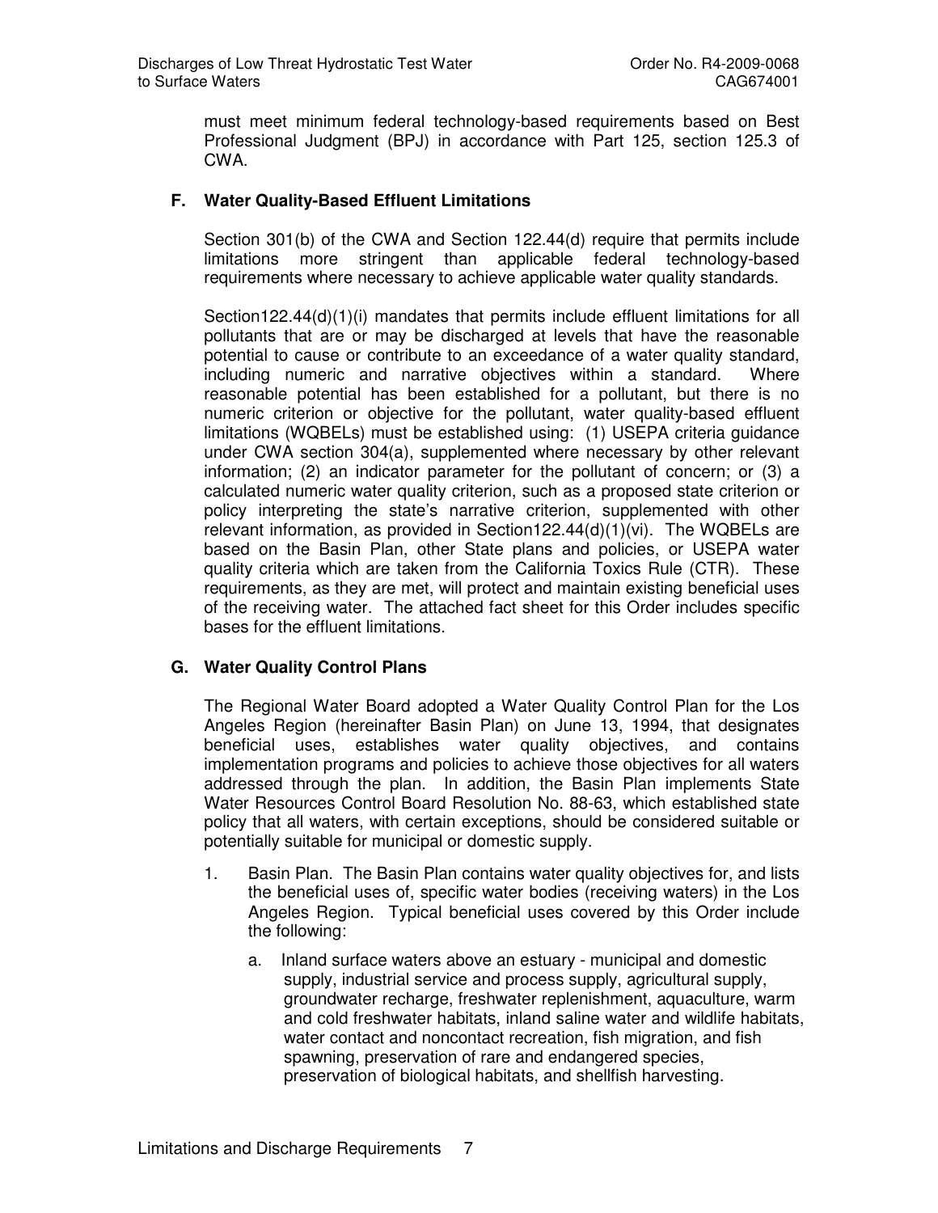must meet minimum federal technology-based requirements based on Best Professional Judgment (BPJ) in accordance with Part 125, section 125.3 of CWA.

### F. Water Quality-Based Effluent Limitations

Section 301(b) of the CWA and Section 122.44(d) require that permits include limitations more stringent than applicable federal technology-based requirements where necessary to achieve applicable water quality standards.

Section122.44(d)(1)(i) mandates that permits include effluent limitations for all pollutants that are or may be discharged at levels that have the reasonable potential to cause or contribute to an exceedance of a water quality standard, including numeric and narrative objectives within a standard. Where reasonable potential has been established for a pollutant, but there is no numeric criterion or objective for the pollutant, water quality-based effluent limitations (WQBELs) must be established using: (1) USEPA criteria guidance under CWA section 304(a), supplemented where necessary by other relevant information; (2) an indicator parameter for the pollutant of concern; or (3) a calculated numeric water quality criterion, such as a proposed state criterion or policy interpreting the state's narrative criterion, supplemented with other relevant information, as provided in Section122.44(d)(1)(vi). The WQBELs are based on the Basin Plan, other State plans and policies, or USEPA water quality criteria which are taken from the California Toxics Rule (CTR). These requirements, as they are met, will protect and maintain existing beneficial uses of the receiving water. The attached fact sheet for this Order includes specific bases for the effluent limitations.

### G. Water Quality Control Plans

The Regional Water Board adopted a Water Quality Control Plan for the Los Angeles Region (hereinafter Basin Plan) on June 13, 1994, that designates beneficial uses, establishes water quality objectives, and contains implementation programs and policies to achieve those objectives for all waters addressed through the plan. In addition, the Basin Plan implements State Water Resources Control Board Resolution No. 88-63, which established state policy that all waters, with certain exceptions, should be considered suitable or potentially suitable for municipal or domestic supply.

1. Basin Plan. The Basin Plan contains water quality objectives for, and lists the beneficial uses of, specific water bodies (receiving waters) in the Los Angeles Region. Typical beneficial uses covered by this Order include the following:

   a. Inland surface waters above an estuary - municipal and domestic supply, industrial service and process supply, agricultural supply, groundwater recharge, freshwater replenishment, aquaculture, warm and cold freshwater habitats, inland saline water and wildlife habitats, water contact and noncontact recreation, fish migration, and fish spawning, preservation of rare and endangered species, preservation of biological habitats, and shellfish harvesting.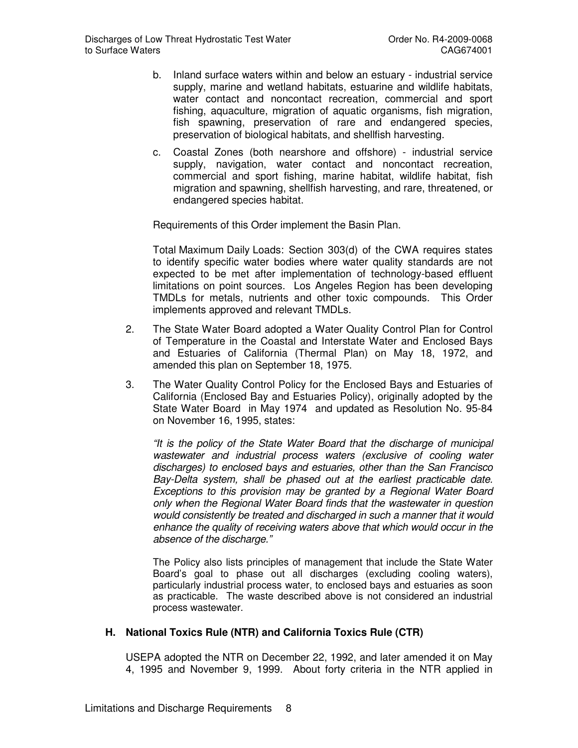b. Inland surface waters within and below an estuary - industrial service supply, marine and wetland habitats, estuarine and wildlife habitats, water contact and noncontact recreation, commercial and sport fishing, aquaculture, migration of aquatic organisms, fish migration, fish spawning, preservation of rare and endangered species, preservation of biological habitats, and shellfish harvesting.

c. Coastal Zones (both nearshore and offshore) - industrial service supply, navigation, water contact and noncontact recreation, commercial and sport fishing, marine habitat, wildlife habitat, fish migration and spawning, shellfish harvesting, and rare, threatened, or endangered species habitat.

Requirements of this Order implement the Basin Plan.

Total Maximum Daily Loads: Section 303(d) of the CWA requires states to identify specific water bodies where water quality standards are not expected to be met after implementation of technology-based effluent limitations on point sources. Los Angeles Region has been developing TMDLs for metals, nutrients and other toxic compounds. This Order implements approved and relevant TMDLs.

2. The State Water Board adopted a Water Quality Control Plan for Control of Temperature in the Coastal and Interstate Water and Enclosed Bays and Estuaries of California (Thermal Plan) on May 18, 1972, and amended this plan on September 18, 1975.

3. The Water Quality Control Policy for the Enclosed Bays and Estuaries of California (Enclosed Bay and Estuaries Policy), originally adopted by the State Water Board in May 1974 and updated as Resolution No. 95-84 on November 16, 1995, states:

*"It is the policy of the State Water Board that the discharge of municipal wastewater and industrial process waters (exclusive of cooling water discharges) to enclosed bays and estuaries, other than the San Francisco Bay-Delta system, shall be phased out at the earliest practicable date. Exceptions to this provision may be granted by a Regional Water Board only when the Regional Water Board finds that the wastewater in question would consistently be treated and discharged in such a manner that it would enhance the quality of receiving waters above that which would occur in the absence of the discharge."*

The Policy also lists principles of management that include the State Water Board's goal to phase out all discharges (excluding cooling waters), particularly industrial process water, to enclosed bays and estuaries as soon as practicable. The waste described above is not considered an industrial process wastewater.

## H. National Toxics Rule (NTR) and California Toxics Rule (CTR)

USEPA adopted the NTR on December 22, 1992, and later amended it on May 4, 1995 and November 9, 1999. About forty criteria in the NTR applied in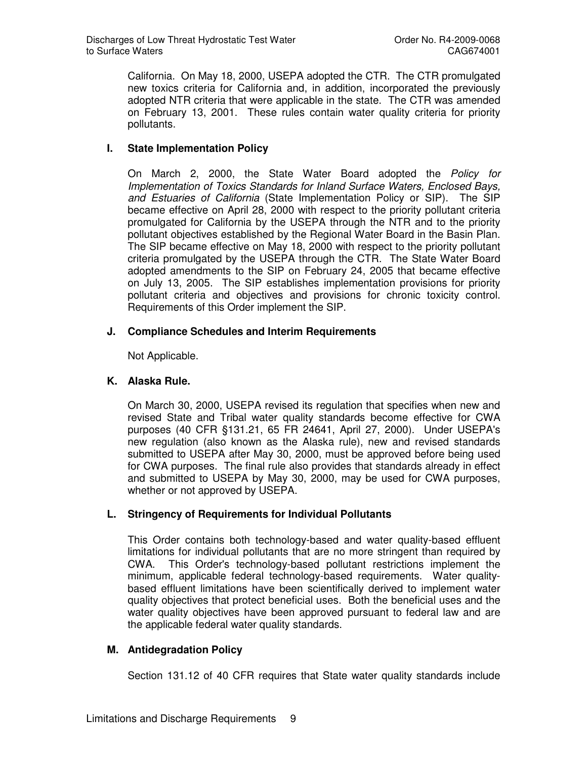California. On May 18, 2000, USEPA adopted the CTR. The CTR promulgated new toxics criteria for California and, in addition, incorporated the previously adopted NTR criteria that were applicable in the state. The CTR was amended on February 13, 2001. These rules contain water quality criteria for priority pollutants.

## I. State Implementation Policy

On March 2, 2000, the State Water Board adopted the *Policy for Implementation of Toxics Standards for Inland Surface Waters, Enclosed Bays, and Estuaries of California* (State Implementation Policy or SIP). The SIP became effective on April 28, 2000 with respect to the priority pollutant criteria promulgated for California by the USEPA through the NTR and to the priority pollutant objectives established by the Regional Water Board in the Basin Plan. The SIP became effective on May 18, 2000 with respect to the priority pollutant criteria promulgated by the USEPA through the CTR. The State Water Board adopted amendments to the SIP on February 24, 2005 that became effective on July 13, 2005. The SIP establishes implementation provisions for priority pollutant criteria and objectives and provisions for chronic toxicity control. Requirements of this Order implement the SIP.

## J. Compliance Schedules and Interim Requirements

Not Applicable.

## K. Alaska Rule.

On March 30, 2000, USEPA revised its regulation that specifies when new and revised State and Tribal water quality standards become effective for CWA purposes (40 CFR §131.21, 65 FR 24641, April 27, 2000). Under USEPA's new regulation (also known as the Alaska rule), new and revised standards submitted to USEPA after May 30, 2000, must be approved before being used for CWA purposes. The final rule also provides that standards already in effect and submitted to USEPA by May 30, 2000, may be used for CWA purposes, whether or not approved by USEPA.

## L. Stringency of Requirements for Individual Pollutants

This Order contains both technology-based and water quality-based effluent limitations for individual pollutants that are no more stringent than required by CWA. This Order's technology-based pollutant restrictions implement the minimum, applicable federal technology-based requirements. Water quality-based effluent limitations have been scientifically derived to implement water quality objectives that protect beneficial uses. Both the beneficial uses and the water quality objectives have been approved pursuant to federal law and are the applicable federal water quality standards.

## M. Antidegradation Policy

Section 131.12 of 40 CFR requires that State water quality standards include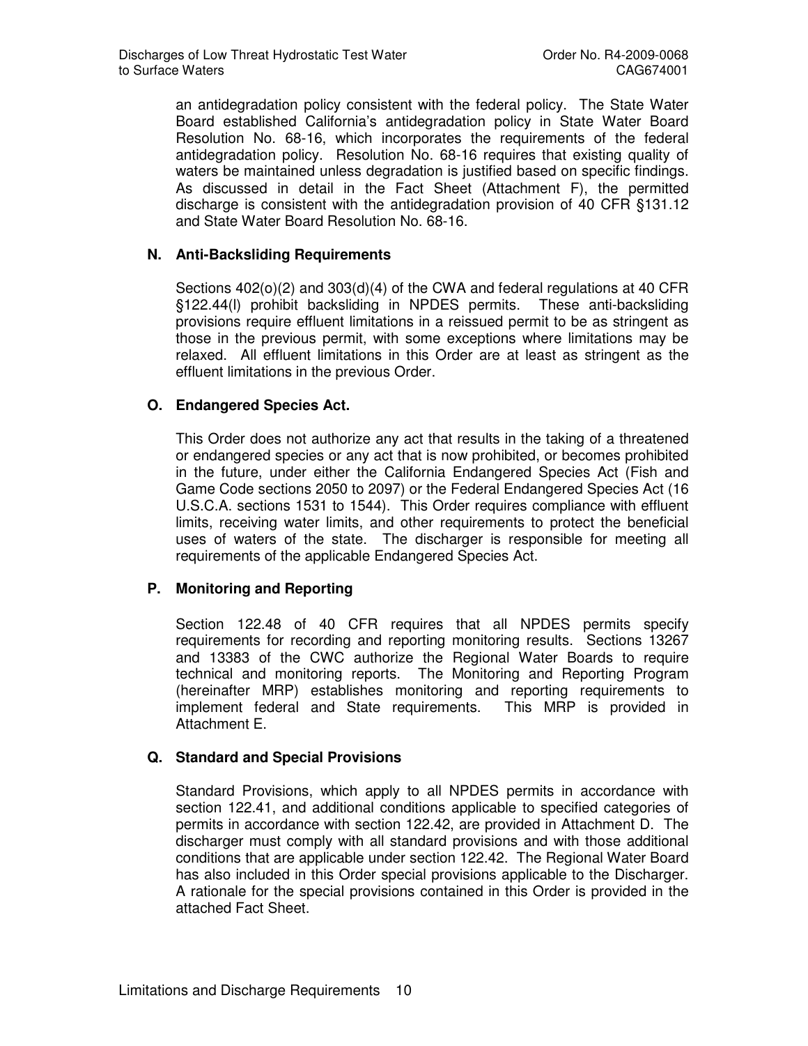an antidegradation policy consistent with the federal policy. The State Water Board established California's antidegradation policy in State Water Board Resolution No. 68-16, which incorporates the requirements of the federal antidegradation policy. Resolution No. 68-16 requires that existing quality of waters be maintained unless degradation is justified based on specific findings. As discussed in detail in the Fact Sheet (Attachment F), the permitted discharge is consistent with the antidegradation provision of 40 CFR §131.12 and State Water Board Resolution No. 68-16.

**N. Anti-Backsliding Requirements**

Sections 402(o)(2) and 303(d)(4) of the CWA and federal regulations at 40 CFR §122.44(l) prohibit backsliding in NPDES permits. These anti-backsliding provisions require effluent limitations in a reissued permit to be as stringent as those in the previous permit, with some exceptions where limitations may be relaxed. All effluent limitations in this Order are at least as stringent as the effluent limitations in the previous Order.

**O. Endangered Species Act.**

This Order does not authorize any act that results in the taking of a threatened or endangered species or any act that is now prohibited, or becomes prohibited in the future, under either the California Endangered Species Act (Fish and Game Code sections 2050 to 2097) or the Federal Endangered Species Act (16 U.S.C.A. sections 1531 to 1544). This Order requires compliance with effluent limits, receiving water limits, and other requirements to protect the beneficial uses of waters of the state. The discharger is responsible for meeting all requirements of the applicable Endangered Species Act.

**P. Monitoring and Reporting**

Section 122.48 of 40 CFR requires that all NPDES permits specify requirements for recording and reporting monitoring results. Sections 13267 and 13383 of the CWC authorize the Regional Water Boards to require technical and monitoring reports. The Monitoring and Reporting Program (hereinafter MRP) establishes monitoring and reporting requirements to implement federal and State requirements. This MRP is provided in Attachment E.

**Q. Standard and Special Provisions**

Standard Provisions, which apply to all NPDES permits in accordance with section 122.41, and additional conditions applicable to specified categories of permits in accordance with section 122.42, are provided in Attachment D. The discharger must comply with all standard provisions and with those additional conditions that are applicable under section 122.42. The Regional Water Board has also included in this Order special provisions applicable to the Discharger. A rationale for the special provisions contained in this Order is provided in the attached Fact Sheet.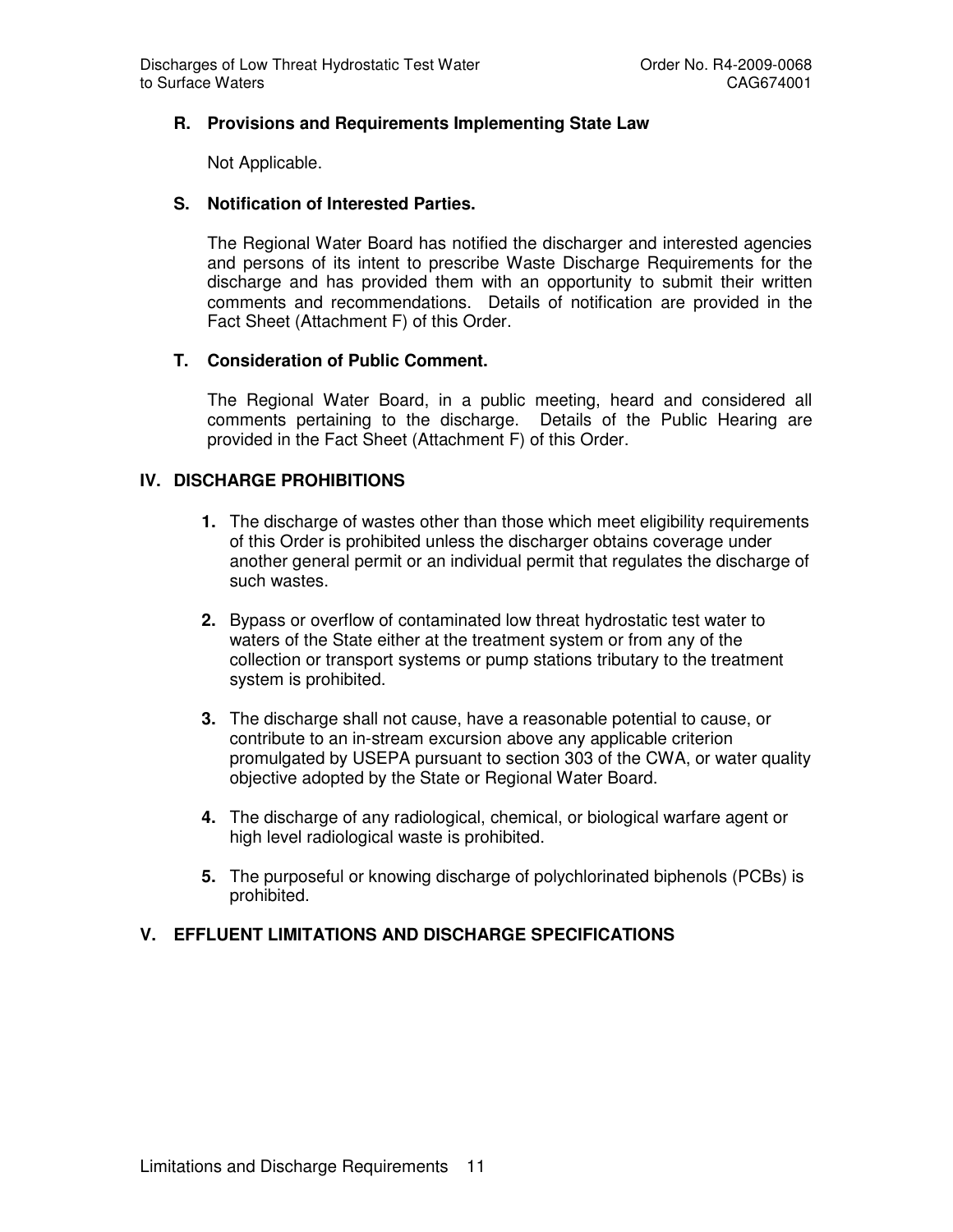### R. Provisions and Requirements Implementing State Law

Not Applicable.

### S. Notification of Interested Parties.

The Regional Water Board has notified the discharger and interested agencies and persons of its intent to prescribe Waste Discharge Requirements for the discharge and has provided them with an opportunity to submit their written comments and recommendations. Details of notification are provided in the Fact Sheet (Attachment F) of this Order.

### T. Consideration of Public Comment.

The Regional Water Board, in a public meeting, heard and considered all comments pertaining to the discharge. Details of the Public Hearing are provided in the Fact Sheet (Attachment F) of this Order.

## IV. DISCHARGE PROHIBITIONS

1. The discharge of wastes other than those which meet eligibility requirements of this Order is prohibited unless the discharger obtains coverage under another general permit or an individual permit that regulates the discharge of such wastes.

2. Bypass or overflow of contaminated low threat hydrostatic test water to waters of the State either at the treatment system or from any of the collection or transport systems or pump stations tributary to the treatment system is prohibited.

3. The discharge shall not cause, have a reasonable potential to cause, or contribute to an in-stream excursion above any applicable criterion promulgated by USEPA pursuant to section 303 of the CWA, or water quality objective adopted by the State or Regional Water Board.

4. The discharge of any radiological, chemical, or biological warfare agent or high level radiological waste is prohibited.

5. The purposeful or knowing discharge of polychlorinated biphenols (PCBs) is prohibited.

## V. EFFLUENT LIMITATIONS AND DISCHARGE SPECIFICATIONS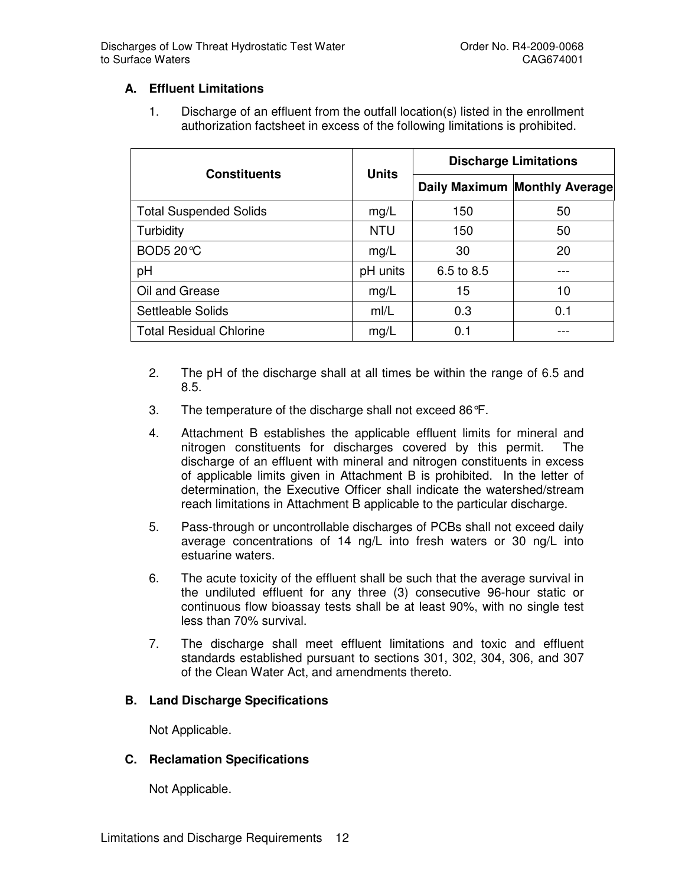## A. Effluent Limitations

1. Discharge of an effluent from the outfall location(s) listed in the enrollment authorization factsheet in excess of the following limitations is prohibited.

| Constituents | Units | Discharge Limitations | |
|---|---|---|---|
| | | Daily Maximum | Monthly Average |
| Total Suspended Solids | mg/L | 150 | 50 |
| Turbidity | NTU | 150 | 50 |
| BOD5 20°C | mg/L | 30 | 20 |
| pH | pH units | 6.5 to 8.5 | --- |
| Oil and Grease | mg/L | 15 | 10 |
| Settleable Solids | ml/L | 0.3 | 0.1 |
| Total Residual Chlorine | mg/L | 0.1 | --- |

2. The pH of the discharge shall at all times be within the range of 6.5 and 8.5.

3. The temperature of the discharge shall not exceed 86°F.

4. Attachment B establishes the applicable effluent limits for mineral and nitrogen constituents for discharges covered by this permit. The discharge of an effluent with mineral and nitrogen constituents in excess of applicable limits given in Attachment B is prohibited. In the letter of determination, the Executive Officer shall indicate the watershed/stream reach limitations in Attachment B applicable to the particular discharge.

5. Pass-through or uncontrollable discharges of PCBs shall not exceed daily average concentrations of 14 ng/L into fresh waters or 30 ng/L into estuarine waters.

6. The acute toxicity of the effluent shall be such that the average survival in the undiluted effluent for any three (3) consecutive 96-hour static or continuous flow bioassay tests shall be at least 90%, with no single test less than 70% survival.

7. The discharge shall meet effluent limitations and toxic and effluent standards established pursuant to sections 301, 302, 304, 306, and 307 of the Clean Water Act, and amendments thereto.

## B. Land Discharge Specifications

Not Applicable.

## C. Reclamation Specifications

Not Applicable.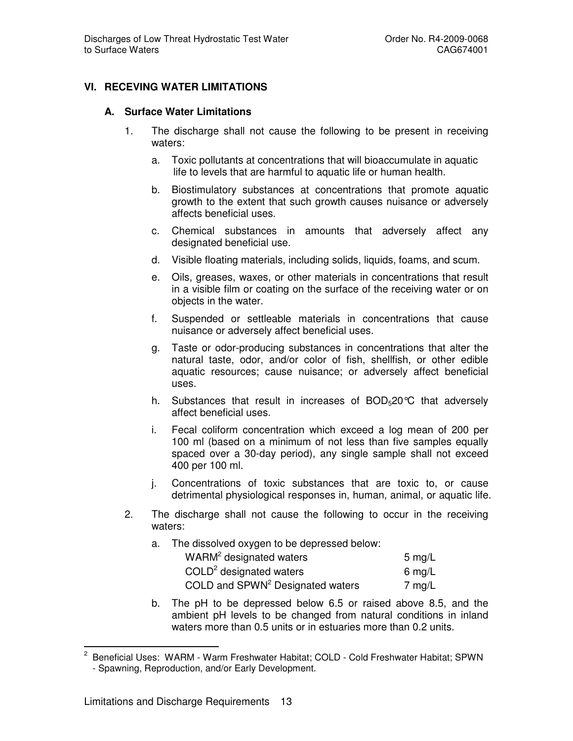## VI. RECEVING WATER LIMITATIONS

### A. Surface Water Limitations

1. The discharge shall not cause the following to be present in receiving waters:

   a. Toxic pollutants at concentrations that will bioaccumulate in aquatic life to levels that are harmful to aquatic life or human health.

   b. Biostimulatory substances at concentrations that promote aquatic growth to the extent that such growth causes nuisance or adversely affects beneficial uses.

   c. Chemical substances in amounts that adversely affect any designated beneficial use.

   d. Visible floating materials, including solids, liquids, foams, and scum.

   e. Oils, greases, waxes, or other materials in concentrations that result in a visible film or coating on the surface of the receiving water or on objects in the water.

   f. Suspended or settleable materials in concentrations that cause nuisance or adversely affect beneficial uses.

   g. Taste or odor-producing substances in concentrations that alter the natural taste, odor, and/or color of fish, shellfish, or other edible aquatic resources; cause nuisance; or adversely affect beneficial uses.

   h. Substances that result in increases of $BOD_5 20°C$ that adversely affect beneficial uses.

   i. Fecal coliform concentration which exceed a log mean of 200 per 100 ml (based on a minimum of not less than five samples equally spaced over a 30-day period), any single sample shall not exceed 400 per 100 ml.

   j. Concentrations of toxic substances that are toxic to, or cause detrimental physiological responses in, human, animal, or aquatic life.

2. The discharge shall not cause the following to occur in the receiving waters:

   a. The dissolved oxygen to be depressed below:

   | | |
   |---|---|
   | WARM[2] designated waters | 5 mg/L |
   | COLD[2] designated waters | 6 mg/L |
   | COLD and SPWN[2] Designated waters | 7 mg/L |

   b. The pH to be depressed below 6.5 or raised above 8.5, and the ambient pH levels to be changed from natural conditions in inland waters more than 0.5 units or in estuaries more than 0.2 units.

---

[2] Beneficial Uses: WARM - Warm Freshwater Habitat; COLD - Cold Freshwater Habitat; SPWN - Spawning, Reproduction, and/or Early Development.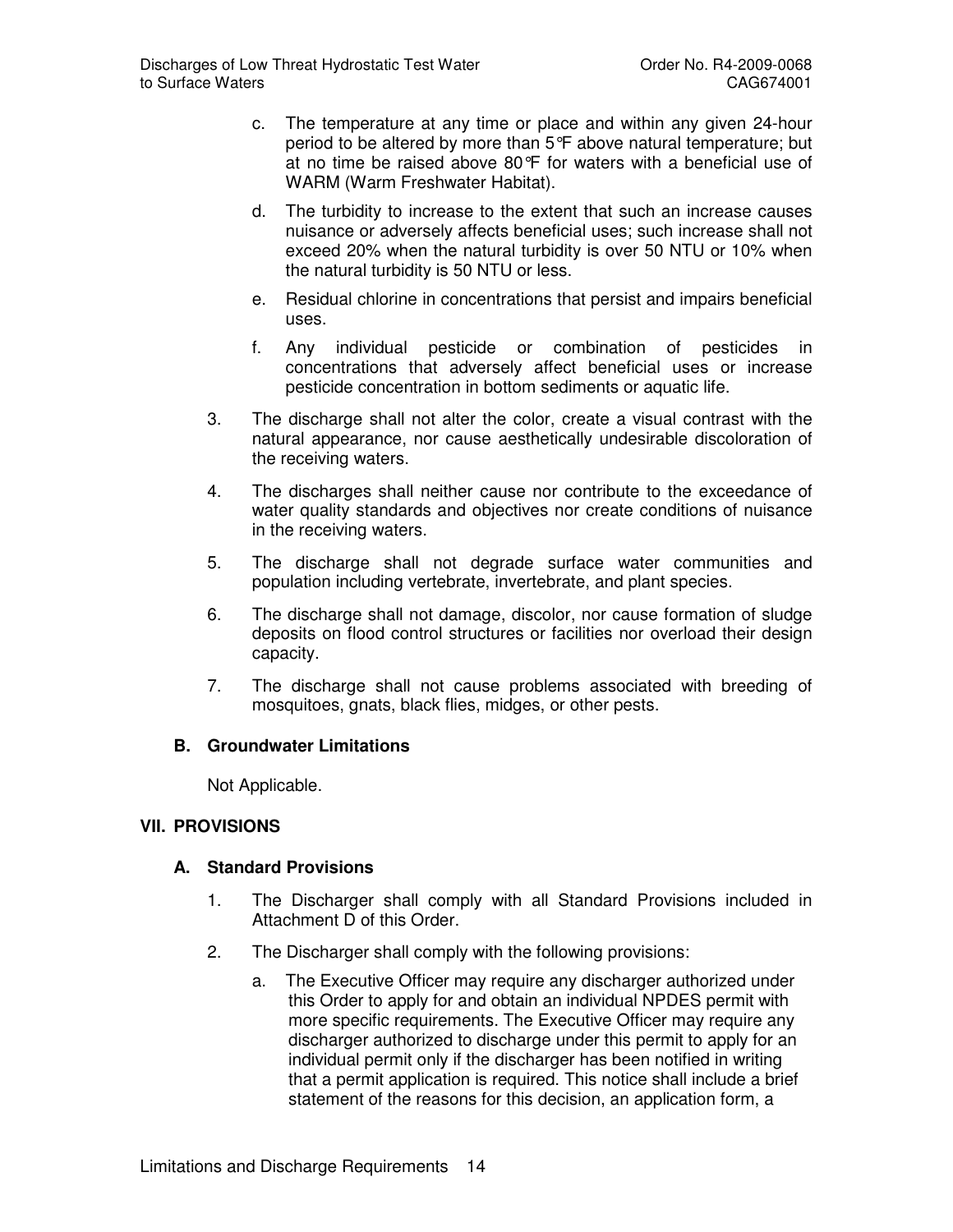c. The temperature at any time or place and within any given 24-hour period to be altered by more than 5°F above natural temperature; but at no time be raised above 80°F for waters with a beneficial use of WARM (Warm Freshwater Habitat).

d. The turbidity to increase to the extent that such an increase causes nuisance or adversely affects beneficial uses; such increase shall not exceed 20% when the natural turbidity is over 50 NTU or 10% when the natural turbidity is 50 NTU or less.

e. Residual chlorine in concentrations that persist and impairs beneficial uses.

f. Any individual pesticide or combination of pesticides in concentrations that adversely affect beneficial uses or increase pesticide concentration in bottom sediments or aquatic life.

3. The discharge shall not alter the color, create a visual contrast with the natural appearance, nor cause aesthetically undesirable discoloration of the receiving waters.

4. The discharges shall neither cause nor contribute to the exceedance of water quality standards and objectives nor create conditions of nuisance in the receiving waters.

5. The discharge shall not degrade surface water communities and population including vertebrate, invertebrate, and plant species.

6. The discharge shall not damage, discolor, nor cause formation of sludge deposits on flood control structures or facilities nor overload their design capacity.

7. The discharge shall not cause problems associated with breeding of mosquitoes, gnats, black flies, midges, or other pests.

### B. Groundwater Limitations

Not Applicable.

## VII. PROVISIONS

### A. Standard Provisions

1. The Discharger shall comply with all Standard Provisions included in Attachment D of this Order.

2. The Discharger shall comply with the following provisions:

   a. The Executive Officer may require any discharger authorized under this Order to apply for and obtain an individual NPDES permit with more specific requirements. The Executive Officer may require any discharger authorized to discharge under this permit to apply for an individual permit only if the discharger has been notified in writing that a permit application is required. This notice shall include a brief statement of the reasons for this decision, an application form, a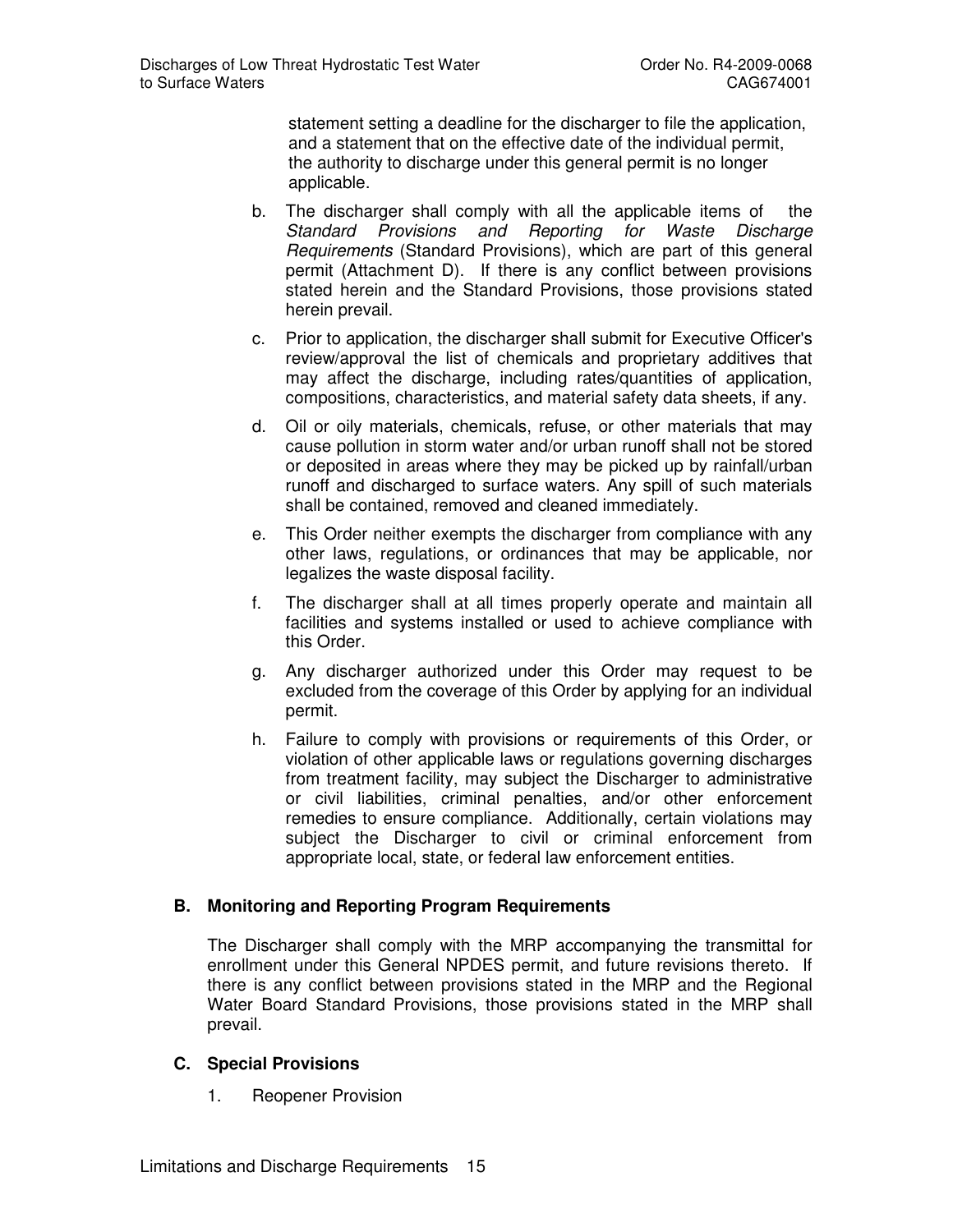statement setting a deadline for the discharger to file the application, and a statement that on the effective date of the individual permit, the authority to discharge under this general permit is no longer applicable.

b. The discharger shall comply with all the applicable items of the *Standard Provisions and Reporting for Waste Discharge Requirements* (Standard Provisions), which are part of this general permit (Attachment D). If there is any conflict between provisions stated herein and the Standard Provisions, those provisions stated herein prevail.

c. Prior to application, the discharger shall submit for Executive Officer's review/approval the list of chemicals and proprietary additives that may affect the discharge, including rates/quantities of application, compositions, characteristics, and material safety data sheets, if any.

d. Oil or oily materials, chemicals, refuse, or other materials that may cause pollution in storm water and/or urban runoff shall not be stored or deposited in areas where they may be picked up by rainfall/urban runoff and discharged to surface waters. Any spill of such materials shall be contained, removed and cleaned immediately.

e. This Order neither exempts the discharger from compliance with any other laws, regulations, or ordinances that may be applicable, nor legalizes the waste disposal facility.

f. The discharger shall at all times properly operate and maintain all facilities and systems installed or used to achieve compliance with this Order.

g. Any discharger authorized under this Order may request to be excluded from the coverage of this Order by applying for an individual permit.

h. Failure to comply with provisions or requirements of this Order, or violation of other applicable laws or regulations governing discharges from treatment facility, may subject the Discharger to administrative or civil liabilities, criminal penalties, and/or other enforcement remedies to ensure compliance. Additionally, certain violations may subject the Discharger to civil or criminal enforcement from appropriate local, state, or federal law enforcement entities.

## B. Monitoring and Reporting Program Requirements

The Discharger shall comply with the MRP accompanying the transmittal for enrollment under this General NPDES permit, and future revisions thereto. If there is any conflict between provisions stated in the MRP and the Regional Water Board Standard Provisions, those provisions stated in the MRP shall prevail.

## C. Special Provisions

1. Reopener Provision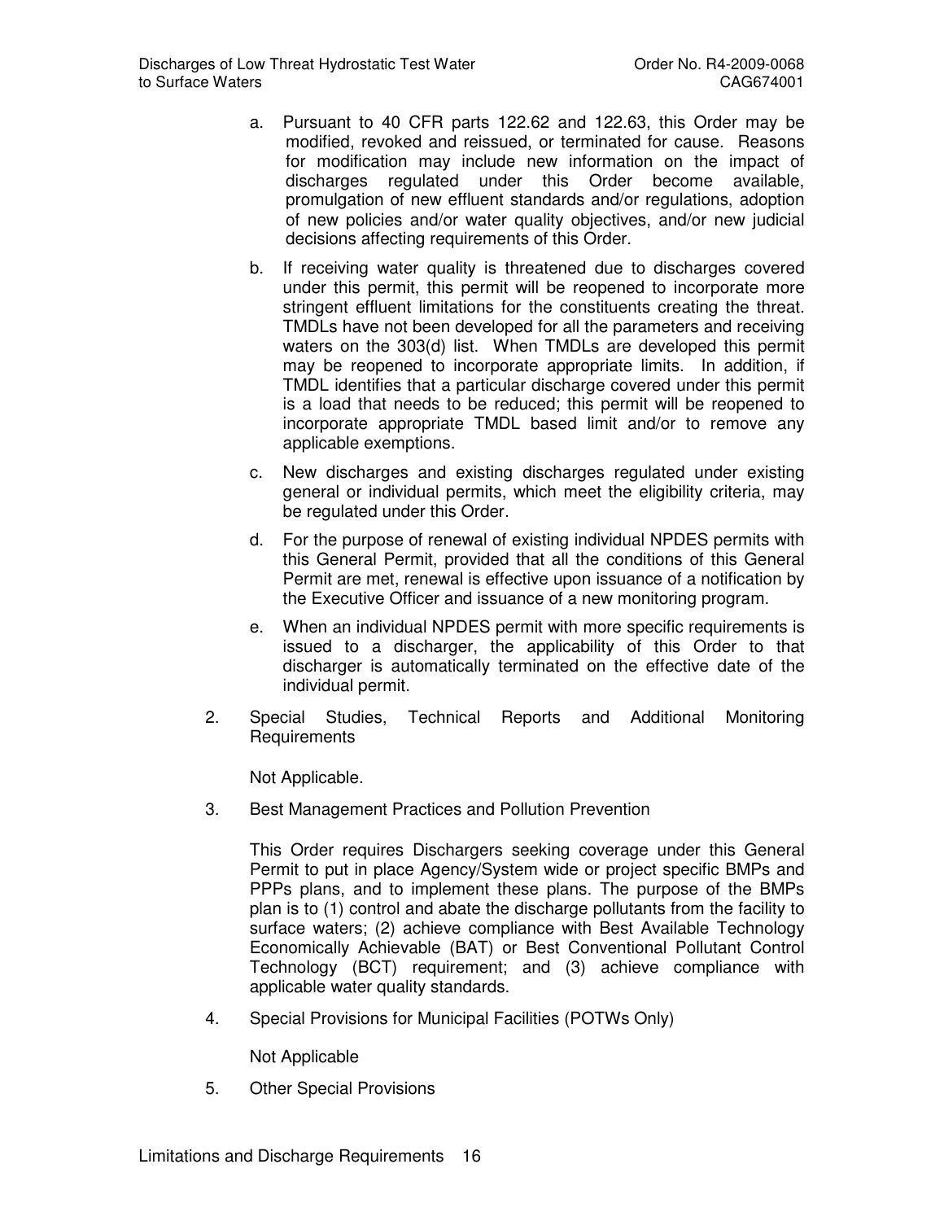a. Pursuant to 40 CFR parts 122.62 and 122.63, this Order may be modified, revoked and reissued, or terminated for cause. Reasons for modification may include new information on the impact of discharges regulated under this Order become available, promulgation of new effluent standards and/or regulations, adoption of new policies and/or water quality objectives, and/or new judicial decisions affecting requirements of this Order.

b. If receiving water quality is threatened due to discharges covered under this permit, this permit will be reopened to incorporate more stringent effluent limitations for the constituents creating the threat. TMDLs have not been developed for all the parameters and receiving waters on the 303(d) list. When TMDLs are developed this permit may be reopened to incorporate appropriate limits. In addition, if TMDL identifies that a particular discharge covered under this permit is a load that needs to be reduced; this permit will be reopened to incorporate appropriate TMDL based limit and/or to remove any applicable exemptions.

c. New discharges and existing discharges regulated under existing general or individual permits, which meet the eligibility criteria, may be regulated under this Order.

d. For the purpose of renewal of existing individual NPDES permits with this General Permit, provided that all the conditions of this General Permit are met, renewal is effective upon issuance of a notification by the Executive Officer and issuance of a new monitoring program.

e. When an individual NPDES permit with more specific requirements is issued to a discharger, the applicability of this Order to that discharger is automatically terminated on the effective date of the individual permit.

2. Special Studies, Technical Reports and Additional Monitoring Requirements

   Not Applicable.

3. Best Management Practices and Pollution Prevention

   This Order requires Dischargers seeking coverage under this General Permit to put in place Agency/System wide or project specific BMPs and PPPs plans, and to implement these plans. The purpose of the BMPs plan is to (1) control and abate the discharge pollutants from the facility to surface waters; (2) achieve compliance with Best Available Technology Economically Achievable (BAT) or Best Conventional Pollutant Control Technology (BCT) requirement; and (3) achieve compliance with applicable water quality standards.

4. Special Provisions for Municipal Facilities (POTWs Only)

   Not Applicable

5. Other Special Provisions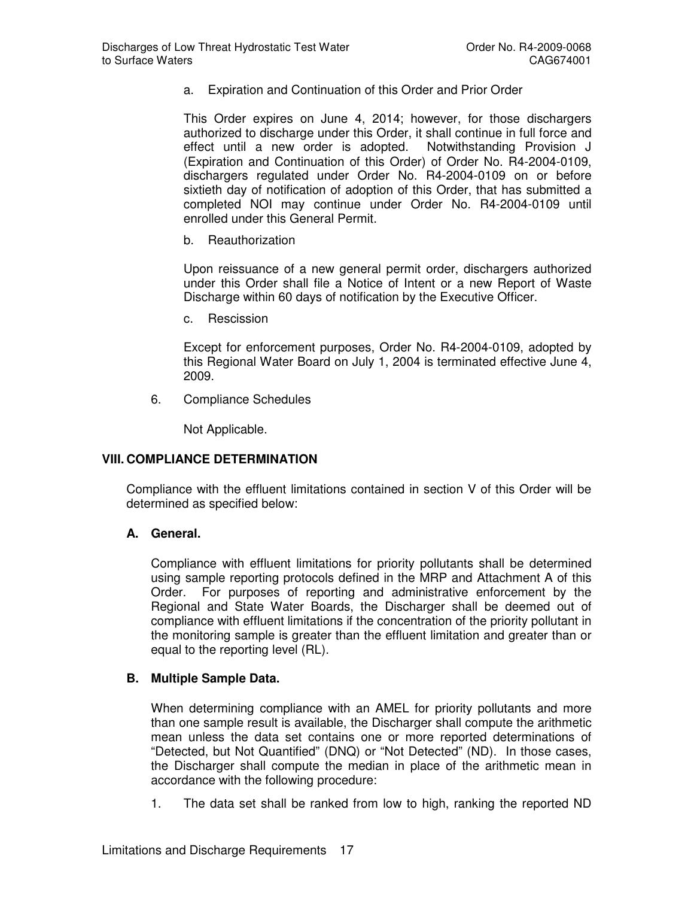a. Expiration and Continuation of this Order and Prior Order

This Order expires on June 4, 2014; however, for those dischargers authorized to discharge under this Order, it shall continue in full force and effect until a new order is adopted. Notwithstanding Provision J (Expiration and Continuation of this Order) of Order No. R4-2004-0109, dischargers regulated under Order No. R4-2004-0109 on or before sixtieth day of notification of adoption of this Order, that has submitted a completed NOI may continue under Order No. R4-2004-0109 until enrolled under this General Permit.

b. Reauthorization

Upon reissuance of a new general permit order, dischargers authorized under this Order shall file a Notice of Intent or a new Report of Waste Discharge within 60 days of notification by the Executive Officer.

c. Rescission

Except for enforcement purposes, Order No. R4-2004-0109, adopted by this Regional Water Board on July 1, 2004 is terminated effective June 4, 2009.

6. Compliance Schedules

Not Applicable.

## VIII. COMPLIANCE DETERMINATION

Compliance with the effluent limitations contained in section V of this Order will be determined as specified below:

### A. General.

Compliance with effluent limitations for priority pollutants shall be determined using sample reporting protocols defined in the MRP and Attachment A of this Order. For purposes of reporting and administrative enforcement by the Regional and State Water Boards, the Discharger shall be deemed out of compliance with effluent limitations if the concentration of the priority pollutant in the monitoring sample is greater than the effluent limitation and greater than or equal to the reporting level (RL).

### B. Multiple Sample Data.

When determining compliance with an AMEL for priority pollutants and more than one sample result is available, the Discharger shall compute the arithmetic mean unless the data set contains one or more reported determinations of "Detected, but Not Quantified" (DNQ) or "Not Detected" (ND). In those cases, the Discharger shall compute the median in place of the arithmetic mean in accordance with the following procedure:

1. The data set shall be ranked from low to high, ranking the reported ND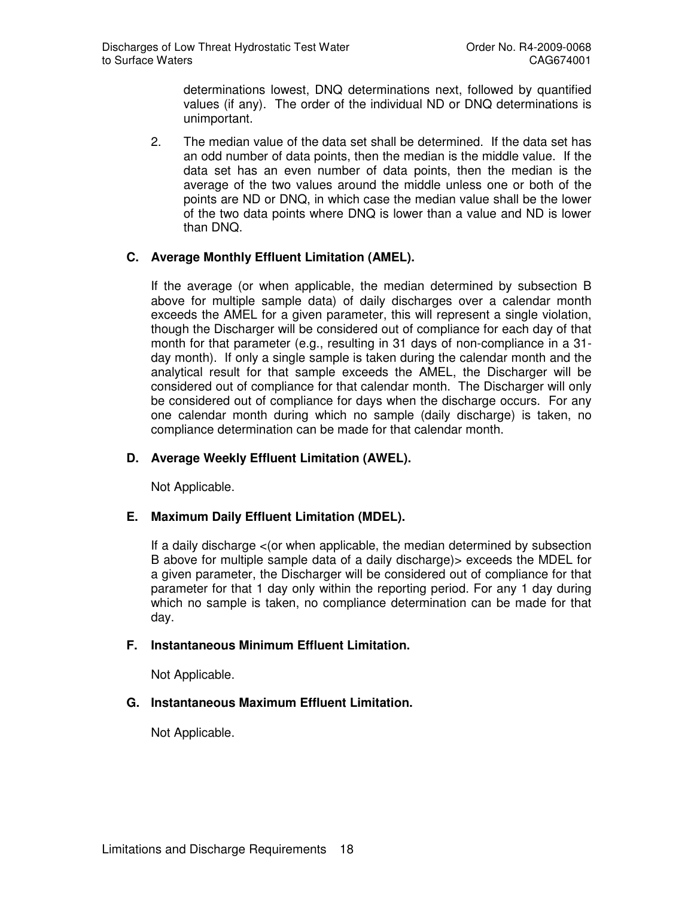determinations lowest, DNQ determinations next, followed by quantified values (if any). The order of the individual ND or DNQ determinations is unimportant.

2. The median value of the data set shall be determined. If the data set has an odd number of data points, then the median is the middle value. If the data set has an even number of data points, then the median is the average of the two values around the middle unless one or both of the points are ND or DNQ, in which case the median value shall be the lower of the two data points where DNQ is lower than a value and ND is lower than DNQ.

### C. Average Monthly Effluent Limitation (AMEL).

If the average (or when applicable, the median determined by subsection B above for multiple sample data) of daily discharges over a calendar month exceeds the AMEL for a given parameter, this will represent a single violation, though the Discharger will be considered out of compliance for each day of that month for that parameter (e.g., resulting in 31 days of non-compliance in a 31-day month). If only a single sample is taken during the calendar month and the analytical result for that sample exceeds the AMEL, the Discharger will be considered out of compliance for that calendar month. The Discharger will only be considered out of compliance for days when the discharge occurs. For any one calendar month during which no sample (daily discharge) is taken, no compliance determination can be made for that calendar month.

### D. Average Weekly Effluent Limitation (AWEL).

Not Applicable.

### E. Maximum Daily Effluent Limitation (MDEL).

If a daily discharge <(or when applicable, the median determined by subsection B above for multiple sample data of a daily discharge)> exceeds the MDEL for a given parameter, the Discharger will be considered out of compliance for that parameter for that 1 day only within the reporting period. For any 1 day during which no sample is taken, no compliance determination can be made for that day.

### F. Instantaneous Minimum Effluent Limitation.

Not Applicable.

### G. Instantaneous Maximum Effluent Limitation.

Not Applicable.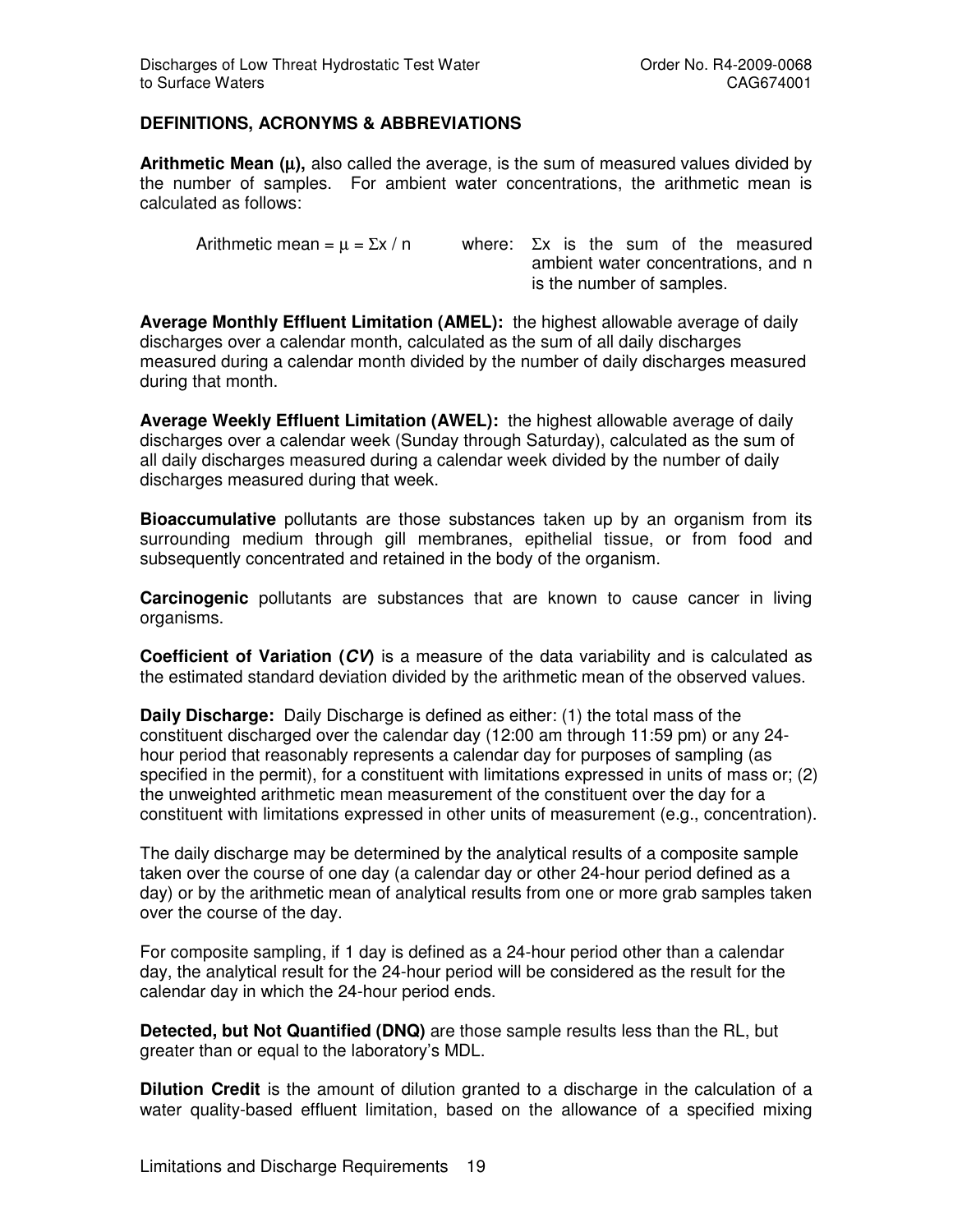## DEFINITIONS, ACRONYMS & ABBREVIATIONS

**Arithmetic Mean (μ),** also called the average, is the sum of measured values divided by the number of samples. For ambient water concentrations, the arithmetic mean is calculated as follows:

Arithmetic mean = $\mu = \Sigma x / n$ where: $\Sigma x$ is the sum of the measured ambient water concentrations, and n is the number of samples.

**Average Monthly Effluent Limitation (AMEL):** the highest allowable average of daily discharges over a calendar month, calculated as the sum of all daily discharges measured during a calendar month divided by the number of daily discharges measured during that month.

**Average Weekly Effluent Limitation (AWEL):** the highest allowable average of daily discharges over a calendar week (Sunday through Saturday), calculated as the sum of all daily discharges measured during a calendar week divided by the number of daily discharges measured during that week.

**Bioaccumulative** pollutants are those substances taken up by an organism from its surrounding medium through gill membranes, epithelial tissue, or from food and subsequently concentrated and retained in the body of the organism.

**Carcinogenic** pollutants are substances that are known to cause cancer in living organisms.

**Coefficient of Variation (*CV*)** is a measure of the data variability and is calculated as the estimated standard deviation divided by the arithmetic mean of the observed values.

**Daily Discharge:** Daily Discharge is defined as either: (1) the total mass of the constituent discharged over the calendar day (12:00 am through 11:59 pm) or any 24-hour period that reasonably represents a calendar day for purposes of sampling (as specified in the permit), for a constituent with limitations expressed in units of mass or; (2) the unweighted arithmetic mean measurement of the constituent over the day for a constituent with limitations expressed in other units of measurement (e.g., concentration).

The daily discharge may be determined by the analytical results of a composite sample taken over the course of one day (a calendar day or other 24-hour period defined as a day) or by the arithmetic mean of analytical results from one or more grab samples taken over the course of the day.

For composite sampling, if 1 day is defined as a 24-hour period other than a calendar day, the analytical result for the 24-hour period will be considered as the result for the calendar day in which the 24-hour period ends.

**Detected, but Not Quantified (DNQ)** are those sample results less than the RL, but greater than or equal to the laboratory's MDL.

**Dilution Credit** is the amount of dilution granted to a discharge in the calculation of a water quality-based effluent limitation, based on the allowance of a specified mixing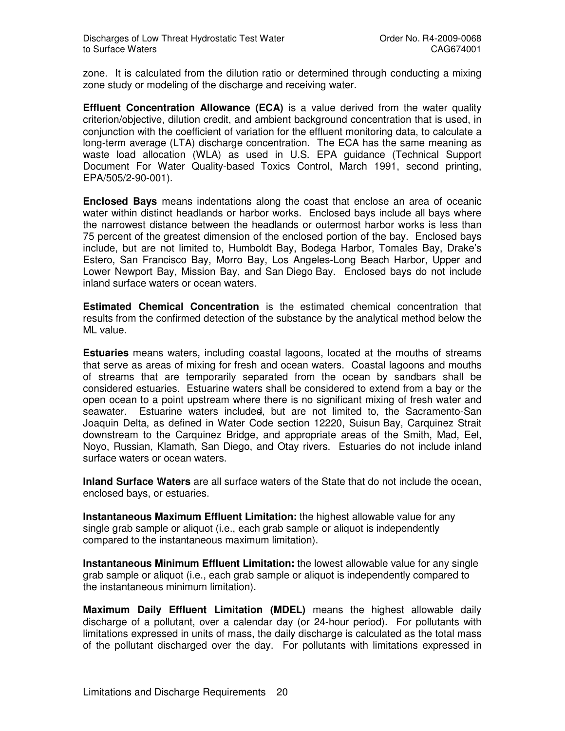zone. It is calculated from the dilution ratio or determined through conducting a mixing zone study or modeling of the discharge and receiving water.

**Effluent Concentration Allowance (ECA)** is a value derived from the water quality criterion/objective, dilution credit, and ambient background concentration that is used, in conjunction with the coefficient of variation for the effluent monitoring data, to calculate a long-term average (LTA) discharge concentration. The ECA has the same meaning as waste load allocation (WLA) as used in U.S. EPA guidance (Technical Support Document For Water Quality-based Toxics Control, March 1991, second printing, EPA/505/2-90-001).

**Enclosed Bays** means indentations along the coast that enclose an area of oceanic water within distinct headlands or harbor works. Enclosed bays include all bays where the narrowest distance between the headlands or outermost harbor works is less than 75 percent of the greatest dimension of the enclosed portion of the bay. Enclosed bays include, but are not limited to, Humboldt Bay, Bodega Harbor, Tomales Bay, Drake's Estero, San Francisco Bay, Morro Bay, Los Angeles-Long Beach Harbor, Upper and Lower Newport Bay, Mission Bay, and San Diego Bay. Enclosed bays do not include inland surface waters or ocean waters.

**Estimated Chemical Concentration** is the estimated chemical concentration that results from the confirmed detection of the substance by the analytical method below the ML value.

**Estuaries** means waters, including coastal lagoons, located at the mouths of streams that serve as areas of mixing for fresh and ocean waters. Coastal lagoons and mouths of streams that are temporarily separated from the ocean by sandbars shall be considered estuaries. Estuarine waters shall be considered to extend from a bay or the open ocean to a point upstream where there is no significant mixing of fresh water and seawater. Estuarine waters included, but are not limited to, the Sacramento-San Joaquin Delta, as defined in Water Code section 12220, Suisun Bay, Carquinez Strait downstream to the Carquinez Bridge, and appropriate areas of the Smith, Mad, Eel, Noyo, Russian, Klamath, San Diego, and Otay rivers. Estuaries do not include inland surface waters or ocean waters.

**Inland Surface Waters** are all surface waters of the State that do not include the ocean, enclosed bays, or estuaries.

**Instantaneous Maximum Effluent Limitation:** the highest allowable value for any single grab sample or aliquot (i.e., each grab sample or aliquot is independently compared to the instantaneous maximum limitation).

**Instantaneous Minimum Effluent Limitation:** the lowest allowable value for any single grab sample or aliquot (i.e., each grab sample or aliquot is independently compared to the instantaneous minimum limitation).

**Maximum Daily Effluent Limitation (MDEL)** means the highest allowable daily discharge of a pollutant, over a calendar day (or 24-hour period). For pollutants with limitations expressed in units of mass, the daily discharge is calculated as the total mass of the pollutant discharged over the day. For pollutants with limitations expressed in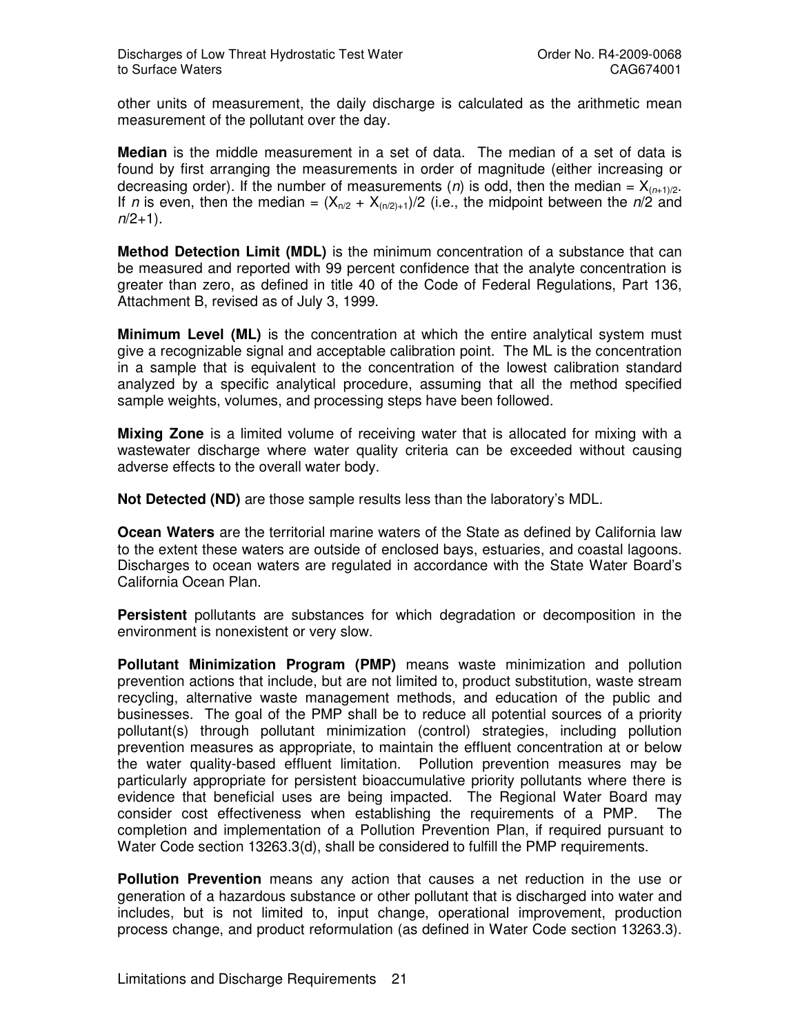other units of measurement, the daily discharge is calculated as the arithmetic mean measurement of the pollutant over the day.

**Median** is the middle measurement in a set of data. The median of a set of data is found by first arranging the measurements in order of magnitude (either increasing or decreasing order). If the number of measurements (*n*) is odd, then the median = $X_{(n+1)/2}$. If *n* is even, then the median = $(X_{n/2} + X_{(n/2)+1})/2$ (i.e., the midpoint between the *n*/2 and *n*/2+1).

**Method Detection Limit (MDL)** is the minimum concentration of a substance that can be measured and reported with 99 percent confidence that the analyte concentration is greater than zero, as defined in title 40 of the Code of Federal Regulations, Part 136, Attachment B, revised as of July 3, 1999.

**Minimum Level (ML)** is the concentration at which the entire analytical system must give a recognizable signal and acceptable calibration point. The ML is the concentration in a sample that is equivalent to the concentration of the lowest calibration standard analyzed by a specific analytical procedure, assuming that all the method specified sample weights, volumes, and processing steps have been followed.

**Mixing Zone** is a limited volume of receiving water that is allocated for mixing with a wastewater discharge where water quality criteria can be exceeded without causing adverse effects to the overall water body.

**Not Detected (ND)** are those sample results less than the laboratory's MDL.

**Ocean Waters** are the territorial marine waters of the State as defined by California law to the extent these waters are outside of enclosed bays, estuaries, and coastal lagoons. Discharges to ocean waters are regulated in accordance with the State Water Board's California Ocean Plan.

**Persistent** pollutants are substances for which degradation or decomposition in the environment is nonexistent or very slow.

**Pollutant Minimization Program (PMP)** means waste minimization and pollution prevention actions that include, but are not limited to, product substitution, waste stream recycling, alternative waste management methods, and education of the public and businesses. The goal of the PMP shall be to reduce all potential sources of a priority pollutant(s) through pollutant minimization (control) strategies, including pollution prevention measures as appropriate, to maintain the effluent concentration at or below the water quality-based effluent limitation. Pollution prevention measures may be particularly appropriate for persistent bioaccumulative priority pollutants where there is evidence that beneficial uses are being impacted. The Regional Water Board may consider cost effectiveness when establishing the requirements of a PMP. The completion and implementation of a Pollution Prevention Plan, if required pursuant to Water Code section 13263.3(d), shall be considered to fulfill the PMP requirements.

**Pollution Prevention** means any action that causes a net reduction in the use or generation of a hazardous substance or other pollutant that is discharged into water and includes, but is not limited to, input change, operational improvement, production process change, and product reformulation (as defined in Water Code section 13263.3).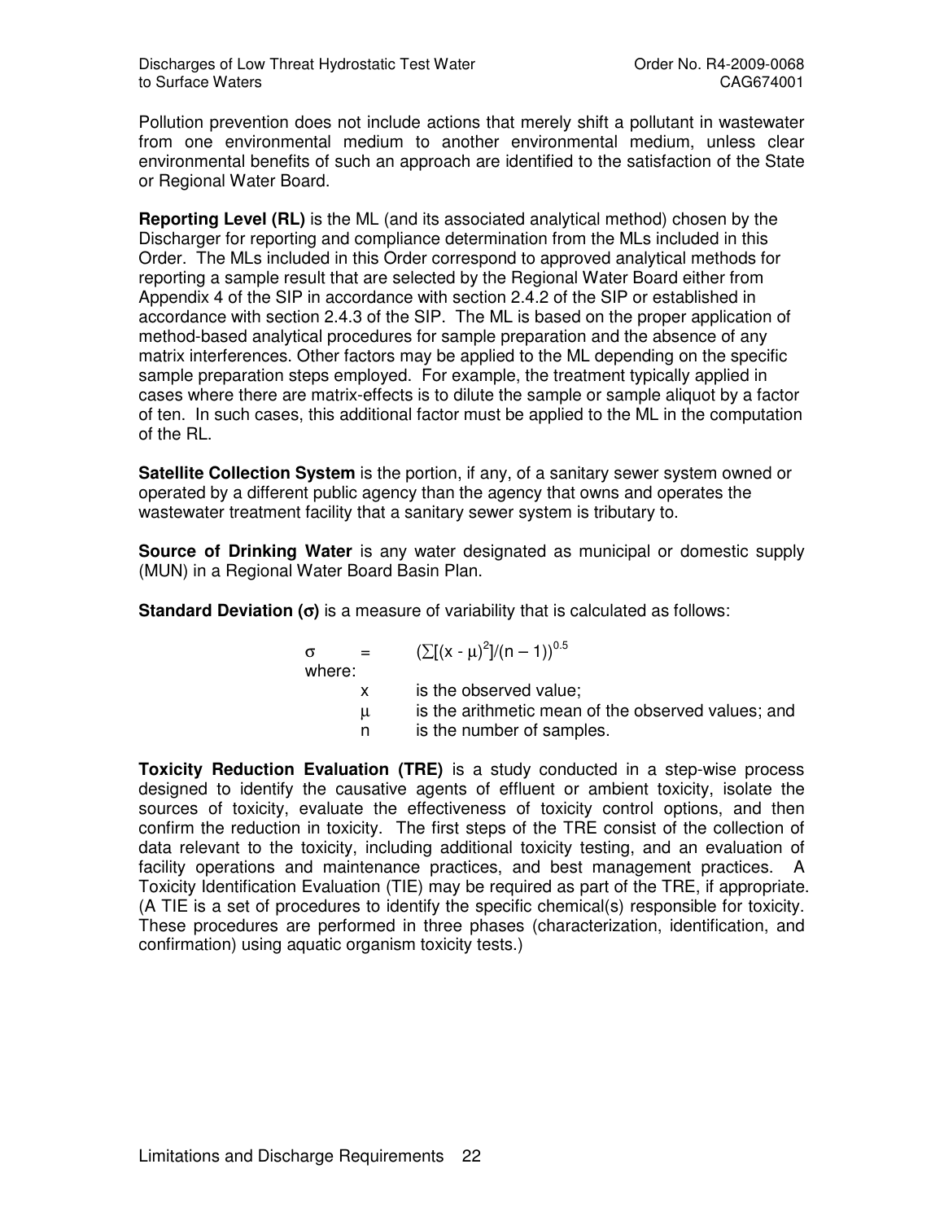Pollution prevention does not include actions that merely shift a pollutant in wastewater from one environmental medium to another environmental medium, unless clear environmental benefits of such an approach are identified to the satisfaction of the State or Regional Water Board.

**Reporting Level (RL)** is the ML (and its associated analytical method) chosen by the Discharger for reporting and compliance determination from the MLs included in this Order. The MLs included in this Order correspond to approved analytical methods for reporting a sample result that are selected by the Regional Water Board either from Appendix 4 of the SIP in accordance with section 2.4.2 of the SIP or established in accordance with section 2.4.3 of the SIP. The ML is based on the proper application of method-based analytical procedures for sample preparation and the absence of any matrix interferences. Other factors may be applied to the ML depending on the specific sample preparation steps employed. For example, the treatment typically applied in cases where there are matrix-effects is to dilute the sample or sample aliquot by a factor of ten. In such cases, this additional factor must be applied to the ML in the computation of the RL.

**Satellite Collection System** is the portion, if any, of a sanitary sewer system owned or operated by a different public agency than the agency that owns and operates the wastewater treatment facility that a sanitary sewer system is tributary to.

**Source of Drinking Water** is any water designated as municipal or domestic supply (MUN) in a Regional Water Board Basin Plan.

**Standard Deviation (σ)** is a measure of variability that is calculated as follows:

$$\sigma = (\sum[(x - \mu)^2]/(n - 1))^{0.5}$$

where:

- $x$ is the observed value;
- $\mu$ is the arithmetic mean of the observed values; and
- $n$ is the number of samples.

**Toxicity Reduction Evaluation (TRE)** is a study conducted in a step-wise process designed to identify the causative agents of effluent or ambient toxicity, isolate the sources of toxicity, evaluate the effectiveness of toxicity control options, and then confirm the reduction in toxicity. The first steps of the TRE consist of the collection of data relevant to the toxicity, including additional toxicity testing, and an evaluation of facility operations and maintenance practices, and best management practices. A Toxicity Identification Evaluation (TIE) may be required as part of the TRE, if appropriate. (A TIE is a set of procedures to identify the specific chemical(s) responsible for toxicity. These procedures are performed in three phases (characterization, identification, and confirmation) using aquatic organism toxicity tests.)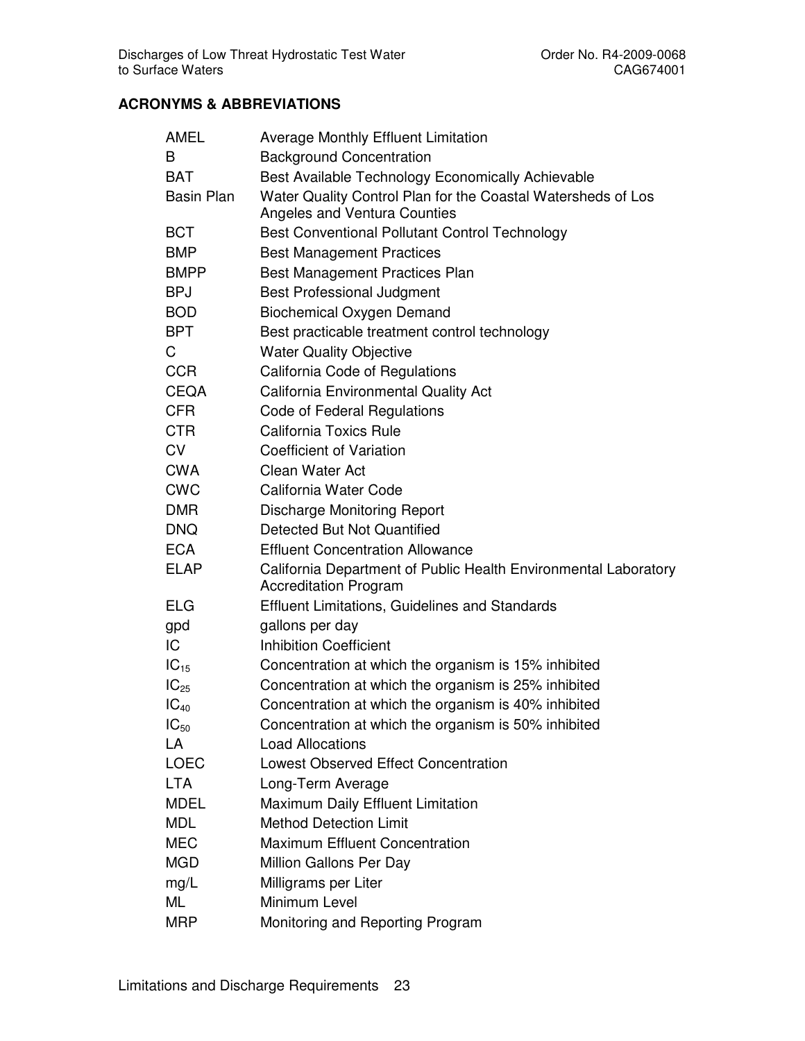## ACRONYMS & ABBREVIATIONS

| | |
|---|---|
| AMEL | Average Monthly Effluent Limitation |
| B | Background Concentration |
| BAT | Best Available Technology Economically Achievable |
| Basin Plan | Water Quality Control Plan for the Coastal Watersheds of Los Angeles and Ventura Counties |
| BCT | Best Conventional Pollutant Control Technology |
| BMP | Best Management Practices |
| BMPP | Best Management Practices Plan |
| BPJ | Best Professional Judgment |
| BOD | Biochemical Oxygen Demand |
| BPT | Best practicable treatment control technology |
| C | Water Quality Objective |
| CCR | California Code of Regulations |
| CEQA | California Environmental Quality Act |
| CFR | Code of Federal Regulations |
| CTR | California Toxics Rule |
| CV | Coefficient of Variation |
| CWA | Clean Water Act |
| CWC | California Water Code |
| DMR | Discharge Monitoring Report |
| DNQ | Detected But Not Quantified |
| ECA | Effluent Concentration Allowance |
| ELAP | California Department of Public Health Environmental Laboratory Accreditation Program |
| ELG | Effluent Limitations, Guidelines and Standards |
| gpd | gallons per day |
| IC | Inhibition Coefficient |
| $IC_{15}$ | Concentration at which the organism is 15% inhibited |
| $IC_{25}$ | Concentration at which the organism is 25% inhibited |
| $IC_{40}$ | Concentration at which the organism is 40% inhibited |
| $IC_{50}$ | Concentration at which the organism is 50% inhibited |
| LA | Load Allocations |
| LOEC | Lowest Observed Effect Concentration |
| LTA | Long-Term Average |
| MDEL | Maximum Daily Effluent Limitation |
| MDL | Method Detection Limit |
| MEC | Maximum Effluent Concentration |
| MGD | Million Gallons Per Day |
| mg/L | Milligrams per Liter |
| ML | Minimum Level |
| MRP | Monitoring and Reporting Program |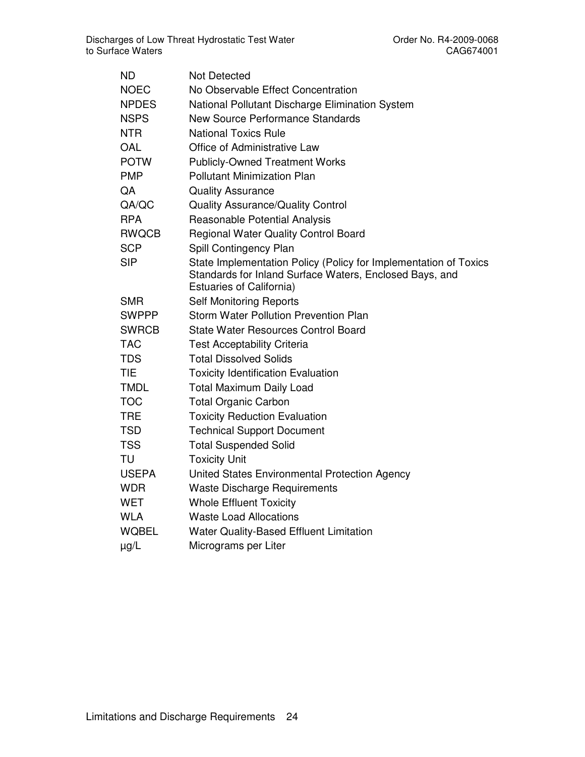| | |
|---|---|
| ND | Not Detected |
| NOEC | No Observable Effect Concentration |
| NPDES | National Pollutant Discharge Elimination System |
| NSPS | New Source Performance Standards |
| NTR | National Toxics Rule |
| OAL | Office of Administrative Law |
| POTW | Publicly-Owned Treatment Works |
| PMP | Pollutant Minimization Plan |
| QA | Quality Assurance |
| QA/QC | Quality Assurance/Quality Control |
| RPA | Reasonable Potential Analysis |
| RWQCB | Regional Water Quality Control Board |
| SCP | Spill Contingency Plan |
| SIP | State Implementation Policy (Policy for Implementation of Toxics Standards for Inland Surface Waters, Enclosed Bays, and Estuaries of California) |
| SMR | Self Monitoring Reports |
| SWPPP | Storm Water Pollution Prevention Plan |
| SWRCB | State Water Resources Control Board |
| TAC | Test Acceptability Criteria |
| TDS | Total Dissolved Solids |
| TIE | Toxicity Identification Evaluation |
| TMDL | Total Maximum Daily Load |
| TOC | Total Organic Carbon |
| TRE | Toxicity Reduction Evaluation |
| TSD | Technical Support Document |
| TSS | Total Suspended Solid |
| TU | Toxicity Unit |
| USEPA | United States Environmental Protection Agency |
| WDR | Waste Discharge Requirements |
| WET | Whole Effluent Toxicity |
| WLA | Waste Load Allocations |
| WQBEL | Water Quality-Based Effluent Limitation |
| µg/L | Micrograms per Liter |